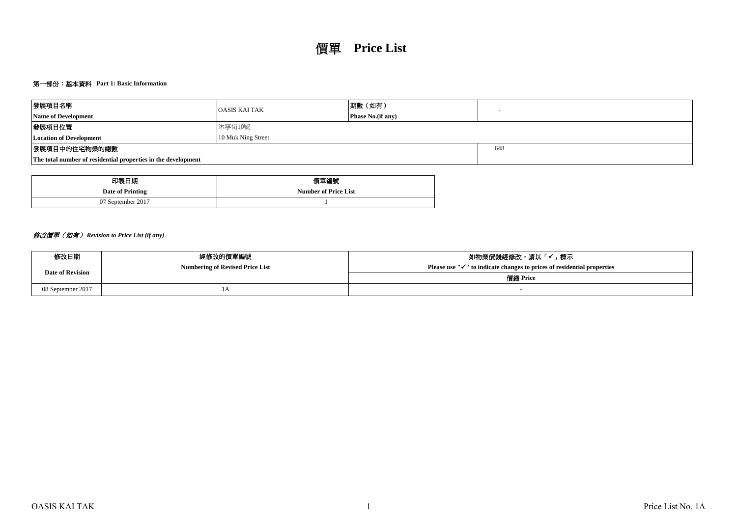# 價單 Price List

## 第一部份：基本資料 Part 1: Basic Information

| 發展項目名稱<br>**Name of Development** | OASIS KAI TAK | 期數（如有）<br>**Phase No.(if any)** | - |
|---|---|---|---|
| 發展項目位置<br>**Location of Development** | 沐寧街10號<br>10 Muk Ning Street | | |
| 發展項目中的住宅物業的總數<br>**The total number of residential properties in the development** | | | 648 |

| 印製日期<br>**Date of Printing** | 價單編號<br>**Number of Price List** |
|---|---|
| 07 September 2017 | 1 |

***修改價單（如有） Revision to Price List (if any)***

| 修改日期<br>**Date of Revision** | 經修改的價單編號<br>**Numbering of Revised Price List** | 如物業價錢經修改，請以「✓」標示<br>**Please use "✓" to indicate changes to prices of residential properties** |
|---|---|---|
| | | 價錢 Price |
| 08 September 2017 | 1A | - |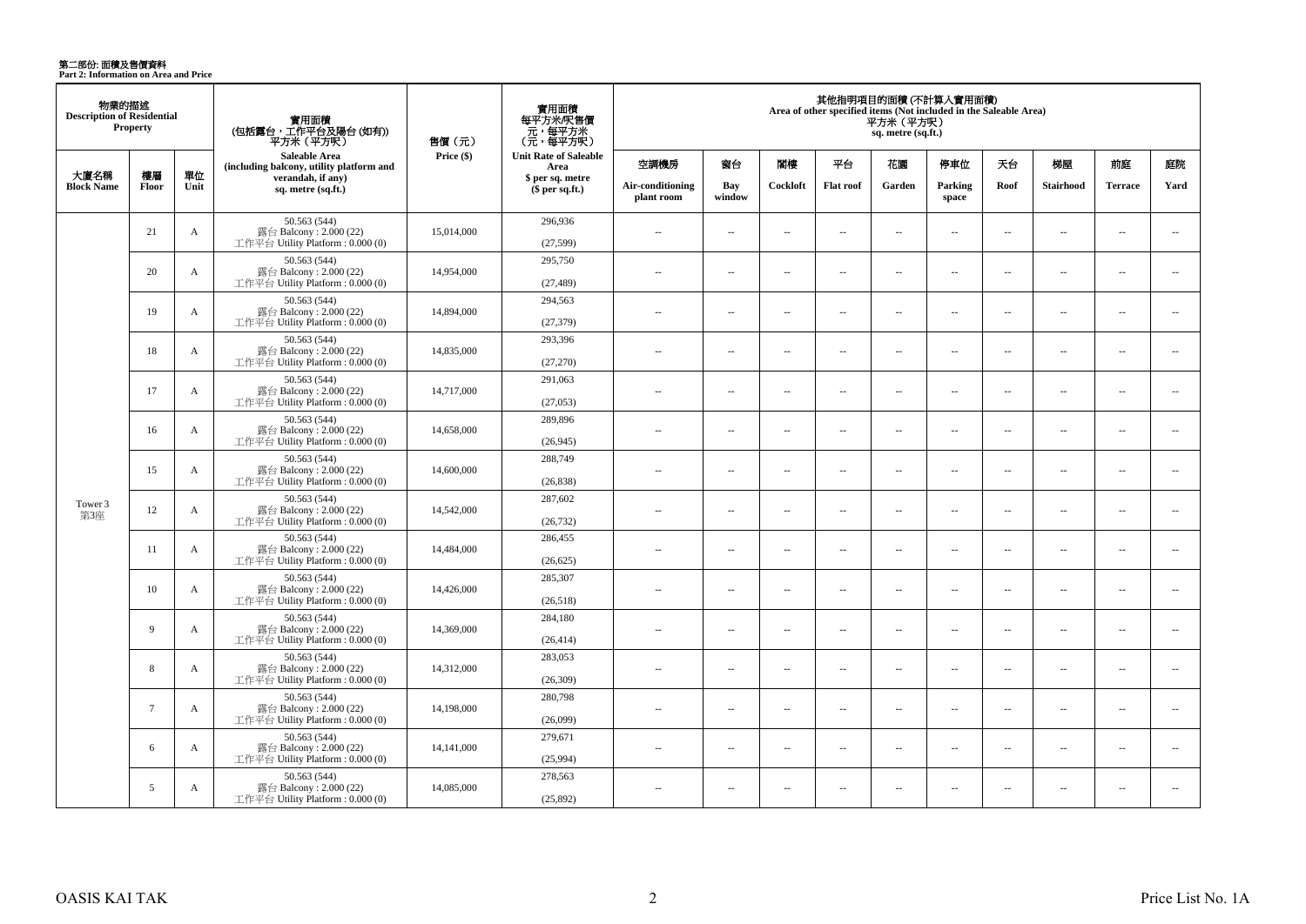# 第二部份: 面積及售價資料
**Part 2: Information on Area and Price**

| 物業的描述 Description of Residential Property | | | 實用面積 (包括露台，工作平台及陽台 (如有)) 平方米（平方呎） Saleable Area (including balcony, utility platform and verandah, if any) sq. metre (sq.ft.) | 售價（元） Price ($) | 實用面積 每平方米/呎售價 元，每平方米 （元，每平方呎） Unit Rate of Saleable Area $ per sq. metre ($ per sq.ft.) | 其他指明項目的面積 (不計算入實用面積) Area of other specified items (Not included in the Saleable Area) 平方米（平方呎） sq. metre (sq.ft.) | | | | | | | | | |
|---|---|---|---|---|---|---|---|---|---|---|---|---|---|---|---|
| 大廈名稱 Block Name | 樓層 Floor | 單位 Unit | | | | 空調機房 Air-conditioning plant room | 窗台 Bay window | 閣樓 Cockloft | 平台 Flat roof | 花園 Garden | 停車位 Parking space | 天台 Roof | 梯屋 Stairhood | 前庭 Terrace | 庭院 Yard |
| Tower 3 第3座 | 21 | A | 50.563 (544) 露台 Balcony : 2.000 (22) 工作平台 Utility Platform : 0.000 (0) | 15,014,000 | 296,936 (27,599) | -- | -- | -- | -- | -- | -- | -- | -- | -- | -- |
| | 20 | A | 50.563 (544) 露台 Balcony : 2.000 (22) 工作平台 Utility Platform : 0.000 (0) | 14,954,000 | 295,750 (27,489) | -- | -- | -- | -- | -- | -- | -- | -- | -- | -- |
| | 19 | A | 50.563 (544) 露台 Balcony : 2.000 (22) 工作平台 Utility Platform : 0.000 (0) | 14,894,000 | 294,563 (27,379) | -- | -- | -- | -- | -- | -- | -- | -- | -- | -- |
| | 18 | A | 50.563 (544) 露台 Balcony : 2.000 (22) 工作平台 Utility Platform : 0.000 (0) | 14,835,000 | 293,396 (27,270) | -- | -- | -- | -- | -- | -- | -- | -- | -- | -- |
| | 17 | A | 50.563 (544) 露台 Balcony : 2.000 (22) 工作平台 Utility Platform : 0.000 (0) | 14,717,000 | 291,063 (27,053) | -- | -- | -- | -- | -- | -- | -- | -- | -- | -- |
| | 16 | A | 50.563 (544) 露台 Balcony : 2.000 (22) 工作平台 Utility Platform : 0.000 (0) | 14,658,000 | 289,896 (26,945) | -- | -- | -- | -- | -- | -- | -- | -- | -- | -- |
| | 15 | A | 50.563 (544) 露台 Balcony : 2.000 (22) 工作平台 Utility Platform : 0.000 (0) | 14,600,000 | 288,749 (26,838) | -- | -- | -- | -- | -- | -- | -- | -- | -- | -- |
| | 12 | A | 50.563 (544) 露台 Balcony : 2.000 (22) 工作平台 Utility Platform : 0.000 (0) | 14,542,000 | 287,602 (26,732) | -- | -- | -- | -- | -- | -- | -- | -- | -- | -- |
| | 11 | A | 50.563 (544) 露台 Balcony : 2.000 (22) 工作平台 Utility Platform : 0.000 (0) | 14,484,000 | 286,455 (26,625) | -- | -- | -- | -- | -- | -- | -- | -- | -- | -- |
| | 10 | A | 50.563 (544) 露台 Balcony : 2.000 (22) 工作平台 Utility Platform : 0.000 (0) | 14,426,000 | 285,307 (26,518) | -- | -- | -- | -- | -- | -- | -- | -- | -- | -- |
| | 9 | A | 50.563 (544) 露台 Balcony : 2.000 (22) 工作平台 Utility Platform : 0.000 (0) | 14,369,000 | 284,180 (26,414) | -- | -- | -- | -- | -- | -- | -- | -- | -- | -- |
| | 8 | A | 50.563 (544) 露台 Balcony : 2.000 (22) 工作平台 Utility Platform : 0.000 (0) | 14,312,000 | 283,053 (26,309) | -- | -- | -- | -- | -- | -- | -- | -- | -- | -- |
| | 7 | A | 50.563 (544) 露台 Balcony : 2.000 (22) 工作平台 Utility Platform : 0.000 (0) | 14,198,000 | 280,798 (26,099) | -- | -- | -- | -- | -- | -- | -- | -- | -- | -- |
| | 6 | A | 50.563 (544) 露台 Balcony : 2.000 (22) 工作平台 Utility Platform : 0.000 (0) | 14,141,000 | 279,671 (25,994) | -- | -- | -- | -- | -- | -- | -- | -- | -- | -- |
| | 5 | A | 50.563 (544) 露台 Balcony : 2.000 (22) 工作平台 Utility Platform : 0.000 (0) | 14,085,000 | 278,563 (25,892) | -- | -- | -- | -- | -- | -- | -- | -- | -- | -- |

OASIS KAI TAK

Price List No. 1A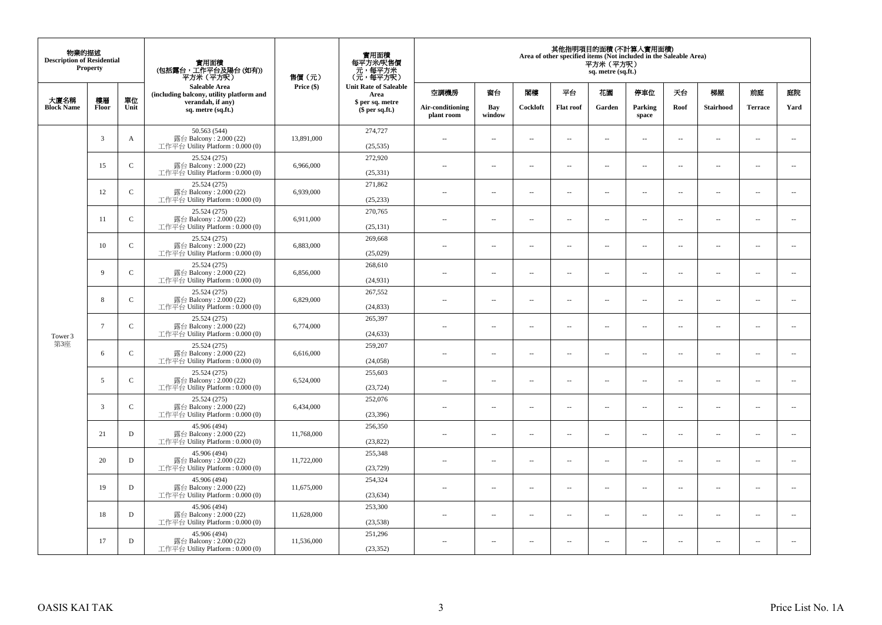| 物業的描述 Description of Residential Property | | | 實用面積 (包括露台，工作平台及陽台 (如有)) 平方米（平方呎） Saleable Area (including balcony, utility platform and verandah, if any) sq. metre (sq.ft.) | 售價（元） Price ($) | 實用面積 每平方米/呎售價 元，每平方米 （元，每平方呎） Unit Rate of Saleable Area $ per sq. metre ($ per sq.ft.) | 其他指明項目的面積 (不計算入實用面積) Area of other specified items (Not included in the Saleable Area) 平方米（平方呎） sq. metre (sq.ft.) | | | | | | | | | |
|---|---|---|---|---|---|---|---|---|---|---|---|---|---|---|---|
| 大廈名稱 Block Name | 樓層 Floor | 單位 Unit | | | | 空調機房 Air-conditioning plant room | 窗台 Bay window | 閣樓 Cockloft | 平台 Flat roof | 花園 Garden | 停車位 Parking space | 天台 Roof | 梯屋 Stairhood | 前庭 Terrace | 庭院 Yard |
| Tower 3 第3座 | 3 | A | 50.563 (544) 露台 Balcony : 2.000 (22) 工作平台 Utility Platform : 0.000 (0) | 13,891,000 | 274,727 (25,535) | -- | -- | -- | -- | -- | -- | -- | -- | -- | -- |
| | 15 | C | 25.524 (275) 露台 Balcony : 2.000 (22) 工作平台 Utility Platform : 0.000 (0) | 6,966,000 | 272,920 (25,331) | -- | -- | -- | -- | -- | -- | -- | -- | -- | -- |
| | 12 | C | 25.524 (275) 露台 Balcony : 2.000 (22) 工作平台 Utility Platform : 0.000 (0) | 6,939,000 | 271,862 (25,233) | -- | -- | -- | -- | -- | -- | -- | -- | -- | -- |
| | 11 | C | 25.524 (275) 露台 Balcony : 2.000 (22) 工作平台 Utility Platform : 0.000 (0) | 6,911,000 | 270,765 (25,131) | -- | -- | -- | -- | -- | -- | -- | -- | -- | -- |
| | 10 | C | 25.524 (275) 露台 Balcony : 2.000 (22) 工作平台 Utility Platform : 0.000 (0) | 6,883,000 | 269,668 (25,029) | -- | -- | -- | -- | -- | -- | -- | -- | -- | -- |
| | 9 | C | 25.524 (275) 露台 Balcony : 2.000 (22) 工作平台 Utility Platform : 0.000 (0) | 6,856,000 | 268,610 (24,931) | -- | -- | -- | -- | -- | -- | -- | -- | -- | -- |
| | 8 | C | 25.524 (275) 露台 Balcony : 2.000 (22) 工作平台 Utility Platform : 0.000 (0) | 6,829,000 | 267,552 (24,833) | -- | -- | -- | -- | -- | -- | -- | -- | -- | -- |
| | 7 | C | 25.524 (275) 露台 Balcony : 2.000 (22) 工作平台 Utility Platform : 0.000 (0) | 6,774,000 | 265,397 (24,633) | -- | -- | -- | -- | -- | -- | -- | -- | -- | -- |
| | 6 | C | 25.524 (275) 露台 Balcony : 2.000 (22) 工作平台 Utility Platform : 0.000 (0) | 6,616,000 | 259,207 (24,058) | -- | -- | -- | -- | -- | -- | -- | -- | -- | -- |
| | 5 | C | 25.524 (275) 露台 Balcony : 2.000 (22) 工作平台 Utility Platform : 0.000 (0) | 6,524,000 | 255,603 (23,724) | -- | -- | -- | -- | -- | -- | -- | -- | -- | -- |
| | 3 | C | 25.524 (275) 露台 Balcony : 2.000 (22) 工作平台 Utility Platform : 0.000 (0) | 6,434,000 | 252,076 (23,396) | -- | -- | -- | -- | -- | -- | -- | -- | -- | -- |
| | 21 | D | 45.906 (494) 露台 Balcony : 2.000 (22) 工作平台 Utility Platform : 0.000 (0) | 11,768,000 | 256,350 (23,822) | -- | -- | -- | -- | -- | -- | -- | -- | -- | -- |
| | 20 | D | 45.906 (494) 露台 Balcony : 2.000 (22) 工作平台 Utility Platform : 0.000 (0) | 11,722,000 | 255,348 (23,729) | -- | -- | -- | -- | -- | -- | -- | -- | -- | -- |
| | 19 | D | 45.906 (494) 露台 Balcony : 2.000 (22) 工作平台 Utility Platform : 0.000 (0) | 11,675,000 | 254,324 (23,634) | -- | -- | -- | -- | -- | -- | -- | -- | -- | -- |
| | 18 | D | 45.906 (494) 露台 Balcony : 2.000 (22) 工作平台 Utility Platform : 0.000 (0) | 11,628,000 | 253,300 (23,538) | -- | -- | -- | -- | -- | -- | -- | -- | -- | -- |
| | 17 | D | 45.906 (494) 露台 Balcony : 2.000 (22) 工作平台 Utility Platform : 0.000 (0) | 11,536,000 | 251,296 (23,352) | -- | -- | -- | -- | -- | -- | -- | -- | -- | -- |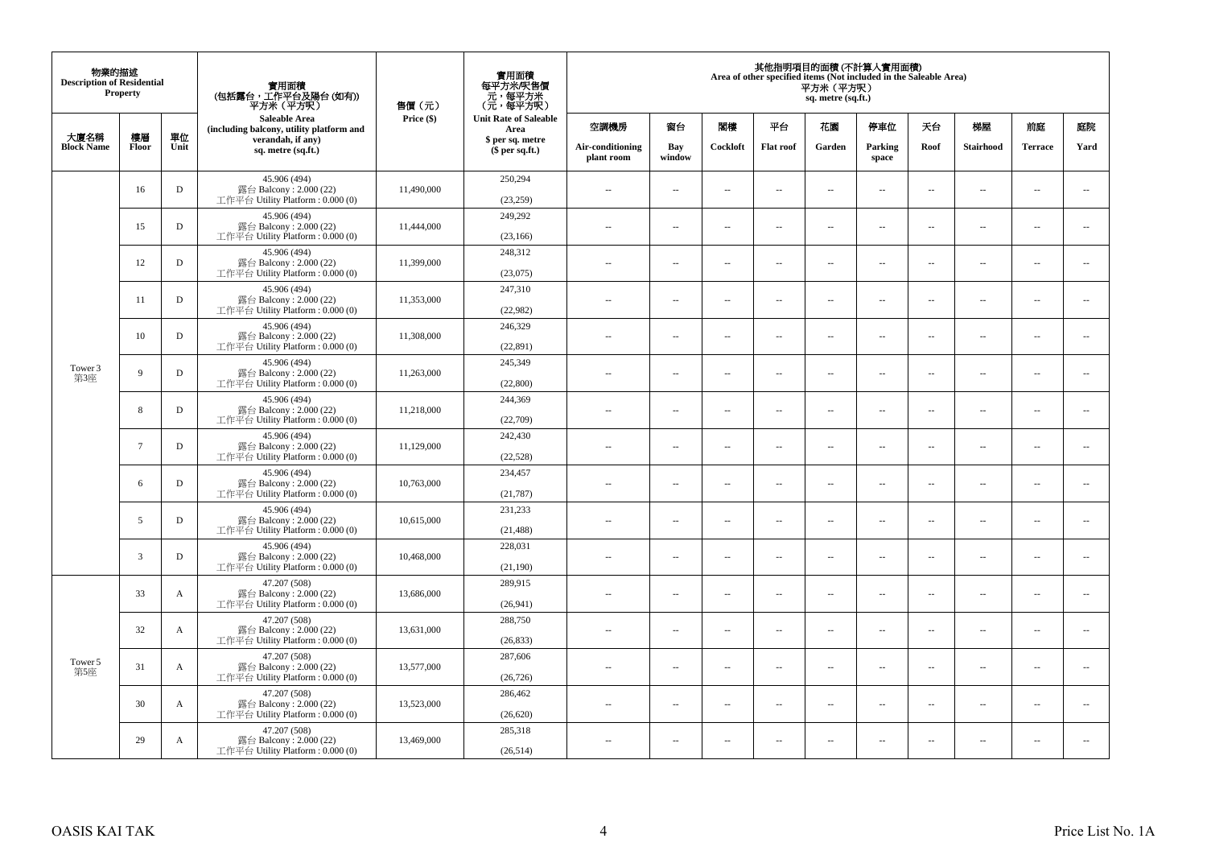| 物業的描述 Description of Residential Property | | | 實用面積 (包括露台，工作平台及陽台 (如有)) 平方米（平方呎） Saleable Area (including balcony, utility platform and verandah, if any) sq. metre (sq.ft.) | 售價（元） Price ($) | 實用面積 每平方米/呎售價 元，每平方米 (元，每平方呎) Unit Rate of Saleable Area $ per sq. metre ($ per sq.ft.) | 其他指明項目的面積 (不計算入實用面積) Area of other specified items (Not included in the Saleable Area) 平方米（平方呎） sq. metre (sq.ft.) | | | | | | | | | |
|---|---|---|---|---|---|---|---|---|---|---|---|---|---|---|---|
| 大廈名稱 Block Name | 樓層 Floor | 單位 Unit | | | | 空調機房 Air-conditioning plant room | 窗台 Bay window | 閣樓 Cockloft | 平台 Flat roof | 花園 Garden | 停車位 Parking space | 天台 Roof | 梯屋 Stairhood | 前庭 Terrace | 庭院 Yard |
| Tower 3 第3座 | 16 | D | 45.906 (494) 露台 Balcony : 2.000 (22) 工作平台 Utility Platform : 0.000 (0) | 11,490,000 | 250,294 (23,259) | -- | -- | -- | -- | -- | -- | -- | -- | -- | -- |
| | 15 | D | 45.906 (494) 露台 Balcony : 2.000 (22) 工作平台 Utility Platform : 0.000 (0) | 11,444,000 | 249,292 (23,166) | -- | -- | -- | -- | -- | -- | -- | -- | -- | -- |
| | 12 | D | 45.906 (494) 露台 Balcony : 2.000 (22) 工作平台 Utility Platform : 0.000 (0) | 11,399,000 | 248,312 (23,075) | -- | -- | -- | -- | -- | -- | -- | -- | -- | -- |
| | 11 | D | 45.906 (494) 露台 Balcony : 2.000 (22) 工作平台 Utility Platform : 0.000 (0) | 11,353,000 | 247,310 (22,982) | -- | -- | -- | -- | -- | -- | -- | -- | -- | -- |
| | 10 | D | 45.906 (494) 露台 Balcony : 2.000 (22) 工作平台 Utility Platform : 0.000 (0) | 11,308,000 | 246,329 (22,891) | -- | -- | -- | -- | -- | -- | -- | -- | -- | -- |
| | 9 | D | 45.906 (494) 露台 Balcony : 2.000 (22) 工作平台 Utility Platform : 0.000 (0) | 11,263,000 | 245,349 (22,800) | -- | -- | -- | -- | -- | -- | -- | -- | -- | -- |
| | 8 | D | 45.906 (494) 露台 Balcony : 2.000 (22) 工作平台 Utility Platform : 0.000 (0) | 11,218,000 | 244,369 (22,709) | -- | -- | -- | -- | -- | -- | -- | -- | -- | -- |
| | 7 | D | 45.906 (494) 露台 Balcony : 2.000 (22) 工作平台 Utility Platform : 0.000 (0) | 11,129,000 | 242,430 (22,528) | -- | -- | -- | -- | -- | -- | -- | -- | -- | -- |
| | 6 | D | 45.906 (494) 露台 Balcony : 2.000 (22) 工作平台 Utility Platform : 0.000 (0) | 10,763,000 | 234,457 (21,787) | -- | -- | -- | -- | -- | -- | -- | -- | -- | -- |
| | 5 | D | 45.906 (494) 露台 Balcony : 2.000 (22) 工作平台 Utility Platform : 0.000 (0) | 10,615,000 | 231,233 (21,488) | -- | -- | -- | -- | -- | -- | -- | -- | -- | -- |
| | 3 | D | 45.906 (494) 露台 Balcony : 2.000 (22) 工作平台 Utility Platform : 0.000 (0) | 10,468,000 | 228,031 (21,190) | -- | -- | -- | -- | -- | -- | -- | -- | -- | -- |
| Tower 5 第5座 | 33 | A | 47.207 (508) 露台 Balcony : 2.000 (22) 工作平台 Utility Platform : 0.000 (0) | 13,686,000 | 289,915 (26,941) | -- | -- | -- | -- | -- | -- | -- | -- | -- | -- |
| | 32 | A | 47.207 (508) 露台 Balcony : 2.000 (22) 工作平台 Utility Platform : 0.000 (0) | 13,631,000 | 288,750 (26,833) | -- | -- | -- | -- | -- | -- | -- | -- | -- | -- |
| | 31 | A | 47.207 (508) 露台 Balcony : 2.000 (22) 工作平台 Utility Platform : 0.000 (0) | 13,577,000 | 287,606 (26,726) | -- | -- | -- | -- | -- | -- | -- | -- | -- | -- |
| | 30 | A | 47.207 (508) 露台 Balcony : 2.000 (22) 工作平台 Utility Platform : 0.000 (0) | 13,523,000 | 286,462 (26,620) | -- | -- | -- | -- | -- | -- | -- | -- | -- | -- |
| | 29 | A | 47.207 (508) 露台 Balcony : 2.000 (22) 工作平台 Utility Platform : 0.000 (0) | 13,469,000 | 285,318 (26,514) | -- | -- | -- | -- | -- | -- | -- | -- | -- | -- |

OASIS KAI TAK

Price List No. 1A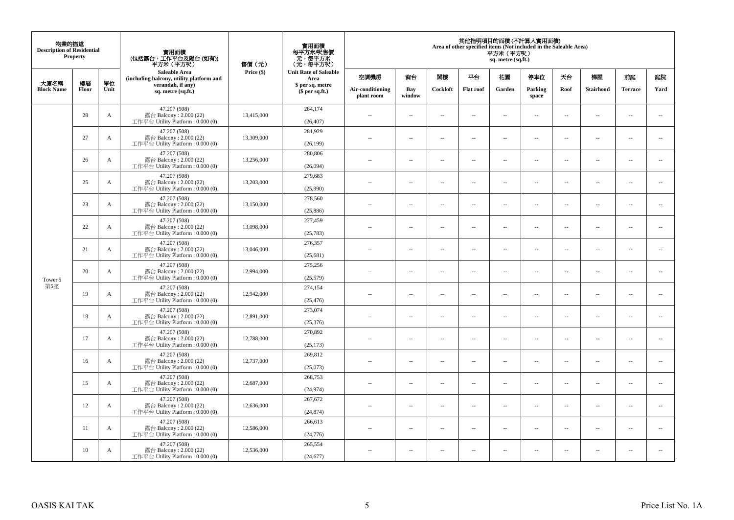| 物業的描述 Description of Residential Property | | | 實用面積 (包括露台，工作平台及陽台 (如有)) 平方米（平方呎） Saleable Area (including balcony, utility platform and verandah, if any) sq. metre (sq.ft.) | 售價（元） Price ($) | 實用面積 每平方米/呎售價 元，每平方米 (元，每平方呎) Unit Rate of Saleable Area $ per sq. metre ($ per sq.ft.) | 其他指明項目的面積 (不計算入實用面積) Area of other specified items (Not included in the Saleable Area) 平方米（平方呎） sq. metre (sq.ft.) | | | | | | | | | |
|---|---|---|---|---|---|---|---|---|---|---|---|---|---|---|---|
| 大廈名稱 Block Name | 樓層 Floor | 單位 Unit | | | | 空調機房 Air-conditioning plant room | 窗台 Bay window | 閣樓 Cockloft | 平台 Flat roof | 花園 Garden | 停車位 Parking space | 天台 Roof | 梯屋 Stairhood | 前庭 Terrace | 庭院 Yard |
| Tower 5 第5座 | 28 | A | 47.207 (508) 露台 Balcony : 2.000 (22) 工作平台 Utility Platform : 0.000 (0) | 13,415,000 | 284,174 (26,407) | -- | -- | -- | -- | -- | -- | -- | -- | -- | -- |
| | 27 | A | 47.207 (508) 露台 Balcony : 2.000 (22) 工作平台 Utility Platform : 0.000 (0) | 13,309,000 | 281,929 (26,199) | -- | -- | -- | -- | -- | -- | -- | -- | -- | -- |
| | 26 | A | 47.207 (508) 露台 Balcony : 2.000 (22) 工作平台 Utility Platform : 0.000 (0) | 13,256,000 | 280,806 (26,094) | -- | -- | -- | -- | -- | -- | -- | -- | -- | -- |
| | 25 | A | 47.207 (508) 露台 Balcony : 2.000 (22) 工作平台 Utility Platform : 0.000 (0) | 13,203,000 | 279,683 (25,990) | -- | -- | -- | -- | -- | -- | -- | -- | -- | -- |
| | 23 | A | 47.207 (508) 露台 Balcony : 2.000 (22) 工作平台 Utility Platform : 0.000 (0) | 13,150,000 | 278,560 (25,886) | -- | -- | -- | -- | -- | -- | -- | -- | -- | -- |
| | 22 | A | 47.207 (508) 露台 Balcony : 2.000 (22) 工作平台 Utility Platform : 0.000 (0) | 13,098,000 | 277,459 (25,783) | -- | -- | -- | -- | -- | -- | -- | -- | -- | -- |
| | 21 | A | 47.207 (508) 露台 Balcony : 2.000 (22) 工作平台 Utility Platform : 0.000 (0) | 13,046,000 | 276,357 (25,681) | -- | -- | -- | -- | -- | -- | -- | -- | -- | -- |
| | 20 | A | 47.207 (508) 露台 Balcony : 2.000 (22) 工作平台 Utility Platform : 0.000 (0) | 12,994,000 | 275,256 (25,579) | -- | -- | -- | -- | -- | -- | -- | -- | -- | -- |
| | 19 | A | 47.207 (508) 露台 Balcony : 2.000 (22) 工作平台 Utility Platform : 0.000 (0) | 12,942,000 | 274,154 (25,476) | -- | -- | -- | -- | -- | -- | -- | -- | -- | -- |
| | 18 | A | 47.207 (508) 露台 Balcony : 2.000 (22) 工作平台 Utility Platform : 0.000 (0) | 12,891,000 | 273,074 (25,376) | -- | -- | -- | -- | -- | -- | -- | -- | -- | -- |
| | 17 | A | 47.207 (508) 露台 Balcony : 2.000 (22) 工作平台 Utility Platform : 0.000 (0) | 12,788,000 | 270,892 (25,173) | -- | -- | -- | -- | -- | -- | -- | -- | -- | -- |
| | 16 | A | 47.207 (508) 露台 Balcony : 2.000 (22) 工作平台 Utility Platform : 0.000 (0) | 12,737,000 | 269,812 (25,073) | -- | -- | -- | -- | -- | -- | -- | -- | -- | -- |
| | 15 | A | 47.207 (508) 露台 Balcony : 2.000 (22) 工作平台 Utility Platform : 0.000 (0) | 12,687,000 | 268,753 (24,974) | -- | -- | -- | -- | -- | -- | -- | -- | -- | -- |
| | 12 | A | 47.207 (508) 露台 Balcony : 2.000 (22) 工作平台 Utility Platform : 0.000 (0) | 12,636,000 | 267,672 (24,874) | -- | -- | -- | -- | -- | -- | -- | -- | -- | -- |
| | 11 | A | 47.207 (508) 露台 Balcony : 2.000 (22) 工作平台 Utility Platform : 0.000 (0) | 12,586,000 | 266,613 (24,776) | -- | -- | -- | -- | -- | -- | -- | -- | -- | -- |
| | 10 | A | 47.207 (508) 露台 Balcony : 2.000 (22) 工作平台 Utility Platform : 0.000 (0) | 12,536,000 | 265,554 (24,677) | -- | -- | -- | -- | -- | -- | -- | -- | -- | -- |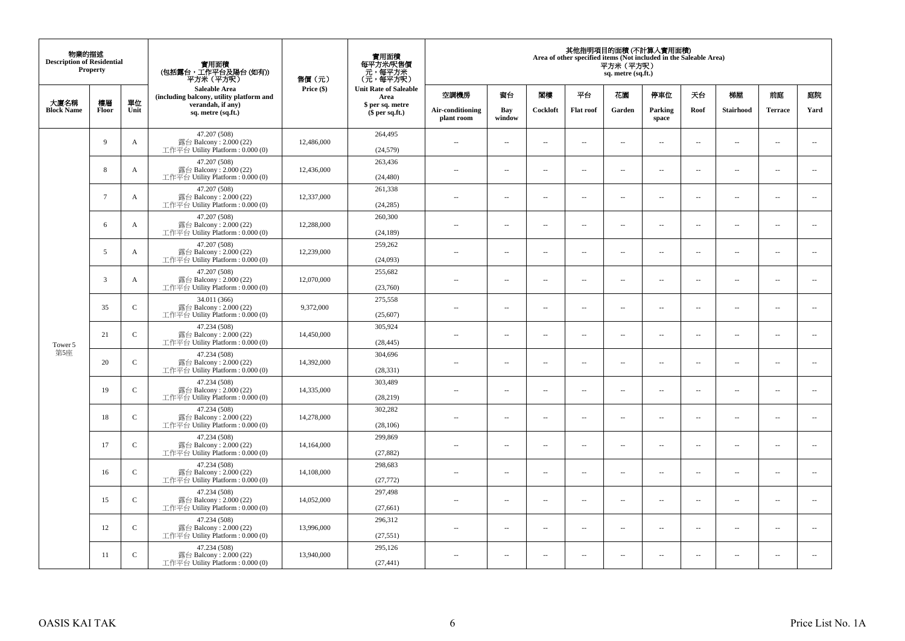| 物業的描述 Description of Residential Property | | | 實用面積 (包括露台，工作平台及陽台 (如有)) 平方米（平方呎） Saleable Area (including balcony, utility platform and verandah, if any) sq. metre (sq.ft.) | 售價（元） Price ($) | 實用面積 每平方米/呎售價 元，每平方米 （元，每平方呎） Unit Rate of Saleable Area $ per sq. metre ($ per sq.ft.) | 其他指明項目的面積 (不計算入實用面積) Area of other specified items (Not included in the Saleable Area) 平方米（平方呎） sq. metre (sq.ft.) | | | | | | | | | |
|---|---|---|---|---|---|---|---|---|---|---|---|---|---|---|---|
| 大廈名稱 Block Name | 樓層 Floor | 單位 Unit | | | | 空調機房 Air-conditioning plant room | 窗台 Bay window | 閣樓 Cockloft | 平台 Flat roof | 花園 Garden | 停車位 Parking space | 天台 Roof | 梯屋 Stairhood | 前庭 Terrace | 庭院 Yard |
| Tower 5 第5座 | 9 | A | 47.207 (508) 露台 Balcony : 2.000 (22) 工作平台 Utility Platform : 0.000 (0) | 12,486,000 | 264,495 (24,579) | -- | -- | -- | -- | -- | -- | -- | -- | -- | -- |
| | 8 | A | 47.207 (508) 露台 Balcony : 2.000 (22) 工作平台 Utility Platform : 0.000 (0) | 12,436,000 | 263,436 (24,480) | -- | -- | -- | -- | -- | -- | -- | -- | -- | -- |
| | 7 | A | 47.207 (508) 露台 Balcony : 2.000 (22) 工作平台 Utility Platform : 0.000 (0) | 12,337,000 | 261,338 (24,285) | -- | -- | -- | -- | -- | -- | -- | -- | -- | -- |
| | 6 | A | 47.207 (508) 露台 Balcony : 2.000 (22) 工作平台 Utility Platform : 0.000 (0) | 12,288,000 | 260,300 (24,189) | -- | -- | -- | -- | -- | -- | -- | -- | -- | -- |
| | 5 | A | 47.207 (508) 露台 Balcony : 2.000 (22) 工作平台 Utility Platform : 0.000 (0) | 12,239,000 | 259,262 (24,093) | -- | -- | -- | -- | -- | -- | -- | -- | -- | -- |
| | 3 | A | 47.207 (508) 露台 Balcony : 2.000 (22) 工作平台 Utility Platform : 0.000 (0) | 12,070,000 | 255,682 (23,760) | -- | -- | -- | -- | -- | -- | -- | -- | -- | -- |
| | 35 | C | 34.011 (366) 露台 Balcony : 2.000 (22) 工作平台 Utility Platform : 0.000 (0) | 9,372,000 | 275,558 (25,607) | -- | -- | -- | -- | -- | -- | -- | -- | -- | -- |
| | 21 | C | 47.234 (508) 露台 Balcony : 2.000 (22) 工作平台 Utility Platform : 0.000 (0) | 14,450,000 | 305,924 (28,445) | -- | -- | -- | -- | -- | -- | -- | -- | -- | -- |
| | 20 | C | 47.234 (508) 露台 Balcony : 2.000 (22) 工作平台 Utility Platform : 0.000 (0) | 14,392,000 | 304,696 (28,331) | -- | -- | -- | -- | -- | -- | -- | -- | -- | -- |
| | 19 | C | 47.234 (508) 露台 Balcony : 2.000 (22) 工作平台 Utility Platform : 0.000 (0) | 14,335,000 | 303,489 (28,219) | -- | -- | -- | -- | -- | -- | -- | -- | -- | -- |
| | 18 | C | 47.234 (508) 露台 Balcony : 2.000 (22) 工作平台 Utility Platform : 0.000 (0) | 14,278,000 | 302,282 (28,106) | -- | -- | -- | -- | -- | -- | -- | -- | -- | -- |
| | 17 | C | 47.234 (508) 露台 Balcony : 2.000 (22) 工作平台 Utility Platform : 0.000 (0) | 14,164,000 | 299,869 (27,882) | -- | -- | -- | -- | -- | -- | -- | -- | -- | -- |
| | 16 | C | 47.234 (508) 露台 Balcony : 2.000 (22) 工作平台 Utility Platform : 0.000 (0) | 14,108,000 | 298,683 (27,772) | -- | -- | -- | -- | -- | -- | -- | -- | -- | -- |
| | 15 | C | 47.234 (508) 露台 Balcony : 2.000 (22) 工作平台 Utility Platform : 0.000 (0) | 14,052,000 | 297,498 (27,661) | -- | -- | -- | -- | -- | -- | -- | -- | -- | -- |
| | 12 | C | 47.234 (508) 露台 Balcony : 2.000 (22) 工作平台 Utility Platform : 0.000 (0) | 13,996,000 | 296,312 (27,551) | -- | -- | -- | -- | -- | -- | -- | -- | -- | -- |
| | 11 | C | 47.234 (508) 露台 Balcony : 2.000 (22) 工作平台 Utility Platform : 0.000 (0) | 13,940,000 | 295,126 (27,441) | -- | -- | -- | -- | -- | -- | -- | -- | -- | -- |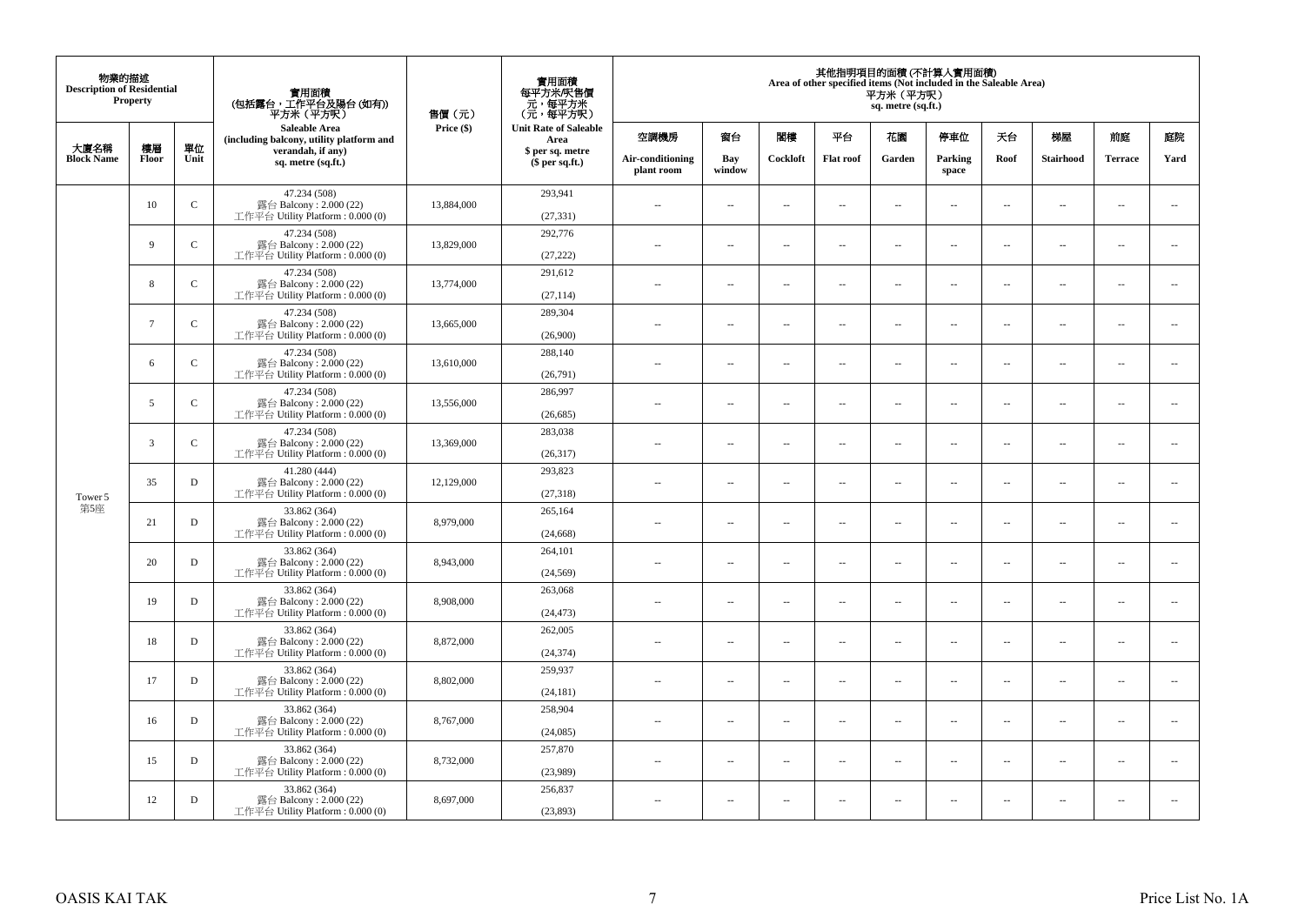| 物業的描述 Description of Residential Property | | | 實用面積 (包括露台，工作平台及陽台 (如有)) 平方米（平方呎） Saleable Area (including balcony, utility platform and verandah, if any) sq. metre (sq.ft.) | 售價（元） Price ($) | 實用面積 每平方米/呎售價 元，每平方米 (元，每平方呎) Unit Rate of Saleable Area $ per sq. metre ($ per sq.ft.) | 其他指明項目的面積 (不計算入實用面積) Area of other specified items (Not included in the Saleable Area) 平方米（平方呎） sq. metre (sq.ft.) | | | | | | | | | |
|---|---|---|---|---|---|---|---|---|---|---|---|---|---|---|---|
| 大廈名稱 Block Name | 樓層 Floor | 單位 Unit | | | | 空調機房 Air-conditioning plant room | 窗台 Bay window | 閣樓 Cockloft | 平台 Flat roof | 花園 Garden | 停車位 Parking space | 天台 Roof | 梯屋 Stairhood | 前庭 Terrace | 庭院 Yard |
| Tower 5 第5座 | 10 | C | 47.234 (508) 露台 Balcony : 2.000 (22) 工作平台 Utility Platform : 0.000 (0) | 13,884,000 | 293,941 (27,331) | -- | -- | -- | -- | -- | -- | -- | -- | -- | -- |
| | 9 | C | 47.234 (508) 露台 Balcony : 2.000 (22) 工作平台 Utility Platform : 0.000 (0) | 13,829,000 | 292,776 (27,222) | -- | -- | -- | -- | -- | -- | -- | -- | -- | -- |
| | 8 | C | 47.234 (508) 露台 Balcony : 2.000 (22) 工作平台 Utility Platform : 0.000 (0) | 13,774,000 | 291,612 (27,114) | -- | -- | -- | -- | -- | -- | -- | -- | -- | -- |
| | 7 | C | 47.234 (508) 露台 Balcony : 2.000 (22) 工作平台 Utility Platform : 0.000 (0) | 13,665,000 | 289,304 (26,900) | -- | -- | -- | -- | -- | -- | -- | -- | -- | -- |
| | 6 | C | 47.234 (508) 露台 Balcony : 2.000 (22) 工作平台 Utility Platform : 0.000 (0) | 13,610,000 | 288,140 (26,791) | -- | -- | -- | -- | -- | -- | -- | -- | -- | -- |
| | 5 | C | 47.234 (508) 露台 Balcony : 2.000 (22) 工作平台 Utility Platform : 0.000 (0) | 13,556,000 | 286,997 (26,685) | -- | -- | -- | -- | -- | -- | -- | -- | -- | -- |
| | 3 | C | 47.234 (508) 露台 Balcony : 2.000 (22) 工作平台 Utility Platform : 0.000 (0) | 13,369,000 | 283,038 (26,317) | -- | -- | -- | -- | -- | -- | -- | -- | -- | -- |
| | 35 | D | 41.280 (444) 露台 Balcony : 2.000 (22) 工作平台 Utility Platform : 0.000 (0) | 12,129,000 | 293,823 (27,318) | -- | -- | -- | -- | -- | -- | -- | -- | -- | -- |
| | 21 | D | 33.862 (364) 露台 Balcony : 2.000 (22) 工作平台 Utility Platform : 0.000 (0) | 8,979,000 | 265,164 (24,668) | -- | -- | -- | -- | -- | -- | -- | -- | -- | -- |
| | 20 | D | 33.862 (364) 露台 Balcony : 2.000 (22) 工作平台 Utility Platform : 0.000 (0) | 8,943,000 | 264,101 (24,569) | -- | -- | -- | -- | -- | -- | -- | -- | -- | -- |
| | 19 | D | 33.862 (364) 露台 Balcony : 2.000 (22) 工作平台 Utility Platform : 0.000 (0) | 8,908,000 | 263,068 (24,473) | -- | -- | -- | -- | -- | -- | -- | -- | -- | -- |
| | 18 | D | 33.862 (364) 露台 Balcony : 2.000 (22) 工作平台 Utility Platform : 0.000 (0) | 8,872,000 | 262,005 (24,374) | -- | -- | -- | -- | -- | -- | -- | -- | -- | -- |
| | 17 | D | 33.862 (364) 露台 Balcony : 2.000 (22) 工作平台 Utility Platform : 0.000 (0) | 8,802,000 | 259,937 (24,181) | -- | -- | -- | -- | -- | -- | -- | -- | -- | -- |
| | 16 | D | 33.862 (364) 露台 Balcony : 2.000 (22) 工作平台 Utility Platform : 0.000 (0) | 8,767,000 | 258,904 (24,085) | -- | -- | -- | -- | -- | -- | -- | -- | -- | -- |
| | 15 | D | 33.862 (364) 露台 Balcony : 2.000 (22) 工作平台 Utility Platform : 0.000 (0) | 8,732,000 | 257,870 (23,989) | -- | -- | -- | -- | -- | -- | -- | -- | -- | -- |
| | 12 | D | 33.862 (364) 露台 Balcony : 2.000 (22) 工作平台 Utility Platform : 0.000 (0) | 8,697,000 | 256,837 (23,893) | -- | -- | -- | -- | -- | -- | -- | -- | -- | -- |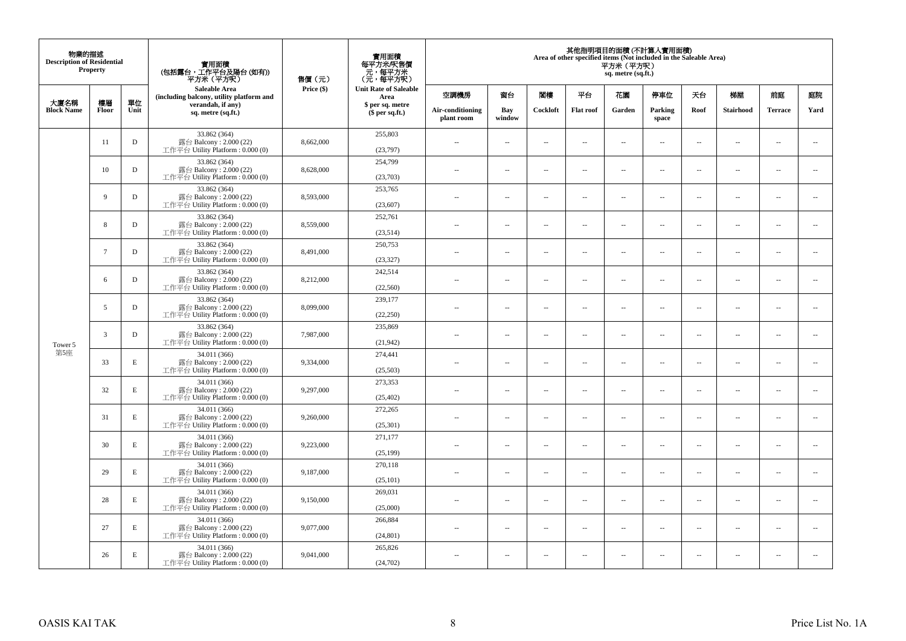| 物業的描述 Description of Residential Property | | | 實用面積 (包括露台，工作平台及陽台 (如有)) 平方米（平方呎） Saleable Area (including balcony, utility platform and verandah, if any) sq. metre (sq.ft.) | 售價（元） Price ($) | 實用面積 每平方米/呎售價 元，每平方米 (元，每平方呎) Unit Rate of Saleable Area $ per sq. metre ($ per sq.ft.) | 其他指明項目的面積 (不計算入實用面積) Area of other specified items (Not included in the Saleable Area) 平方米（平方呎） sq. metre (sq.ft.) | | | | | | | | | |
|---|---|---|---|---|---|---|---|---|---|---|---|---|---|---|---|
| 大廈名稱 Block Name | 樓層 Floor | 單位 Unit | | | | 空調機房 Air-conditioning plant room | 窗台 Bay window | 閣樓 Cockloft | 平台 Flat roof | 花園 Garden | 停車位 Parking space | 天台 Roof | 梯屋 Stairhood | 前庭 Terrace | 庭院 Yard |
| Tower 5 第5座 | 11 | D | 33.862 (364) 露台 Balcony : 2.000 (22) 工作平台 Utility Platform : 0.000 (0) | 8,662,000 | 255,803 (23,797) | -- | -- | -- | -- | -- | -- | -- | -- | -- | -- |
| | 10 | D | 33.862 (364) 露台 Balcony : 2.000 (22) 工作平台 Utility Platform : 0.000 (0) | 8,628,000 | 254,799 (23,703) | -- | -- | -- | -- | -- | -- | -- | -- | -- | -- |
| | 9 | D | 33.862 (364) 露台 Balcony : 2.000 (22) 工作平台 Utility Platform : 0.000 (0) | 8,593,000 | 253,765 (23,607) | -- | -- | -- | -- | -- | -- | -- | -- | -- | -- |
| | 8 | D | 33.862 (364) 露台 Balcony : 2.000 (22) 工作平台 Utility Platform : 0.000 (0) | 8,559,000 | 252,761 (23,514) | -- | -- | -- | -- | -- | -- | -- | -- | -- | -- |
| | 7 | D | 33.862 (364) 露台 Balcony : 2.000 (22) 工作平台 Utility Platform : 0.000 (0) | 8,491,000 | 250,753 (23,327) | -- | -- | -- | -- | -- | -- | -- | -- | -- | -- |
| | 6 | D | 33.862 (364) 露台 Balcony : 2.000 (22) 工作平台 Utility Platform : 0.000 (0) | 8,212,000 | 242,514 (22,560) | -- | -- | -- | -- | -- | -- | -- | -- | -- | -- |
| | 5 | D | 33.862 (364) 露台 Balcony : 2.000 (22) 工作平台 Utility Platform : 0.000 (0) | 8,099,000 | 239,177 (22,250) | -- | -- | -- | -- | -- | -- | -- | -- | -- | -- |
| | 3 | D | 33.862 (364) 露台 Balcony : 2.000 (22) 工作平台 Utility Platform : 0.000 (0) | 7,987,000 | 235,869 (21,942) | -- | -- | -- | -- | -- | -- | -- | -- | -- | -- |
| | 33 | E | 34.011 (366) 露台 Balcony : 2.000 (22) 工作平台 Utility Platform : 0.000 (0) | 9,334,000 | 274,441 (25,503) | -- | -- | -- | -- | -- | -- | -- | -- | -- | -- |
| | 32 | E | 34.011 (366) 露台 Balcony : 2.000 (22) 工作平台 Utility Platform : 0.000 (0) | 9,297,000 | 273,353 (25,402) | -- | -- | -- | -- | -- | -- | -- | -- | -- | -- |
| | 31 | E | 34.011 (366) 露台 Balcony : 2.000 (22) 工作平台 Utility Platform : 0.000 (0) | 9,260,000 | 272,265 (25,301) | -- | -- | -- | -- | -- | -- | -- | -- | -- | -- |
| | 30 | E | 34.011 (366) 露台 Balcony : 2.000 (22) 工作平台 Utility Platform : 0.000 (0) | 9,223,000 | 271,177 (25,199) | -- | -- | -- | -- | -- | -- | -- | -- | -- | -- |
| | 29 | E | 34.011 (366) 露台 Balcony : 2.000 (22) 工作平台 Utility Platform : 0.000 (0) | 9,187,000 | 270,118 (25,101) | -- | -- | -- | -- | -- | -- | -- | -- | -- | -- |
| | 28 | E | 34.011 (366) 露台 Balcony : 2.000 (22) 工作平台 Utility Platform : 0.000 (0) | 9,150,000 | 269,031 (25,000) | -- | -- | -- | -- | -- | -- | -- | -- | -- | -- |
| | 27 | E | 34.011 (366) 露台 Balcony : 2.000 (22) 工作平台 Utility Platform : 0.000 (0) | 9,077,000 | 266,884 (24,801) | -- | -- | -- | -- | -- | -- | -- | -- | -- | -- |
| | 26 | E | 34.011 (366) 露台 Balcony : 2.000 (22) 工作平台 Utility Platform : 0.000 (0) | 9,041,000 | 265,826 (24,702) | -- | -- | -- | -- | -- | -- | -- | -- | -- | -- |

OASIS KAI TAK

Price List No. 1A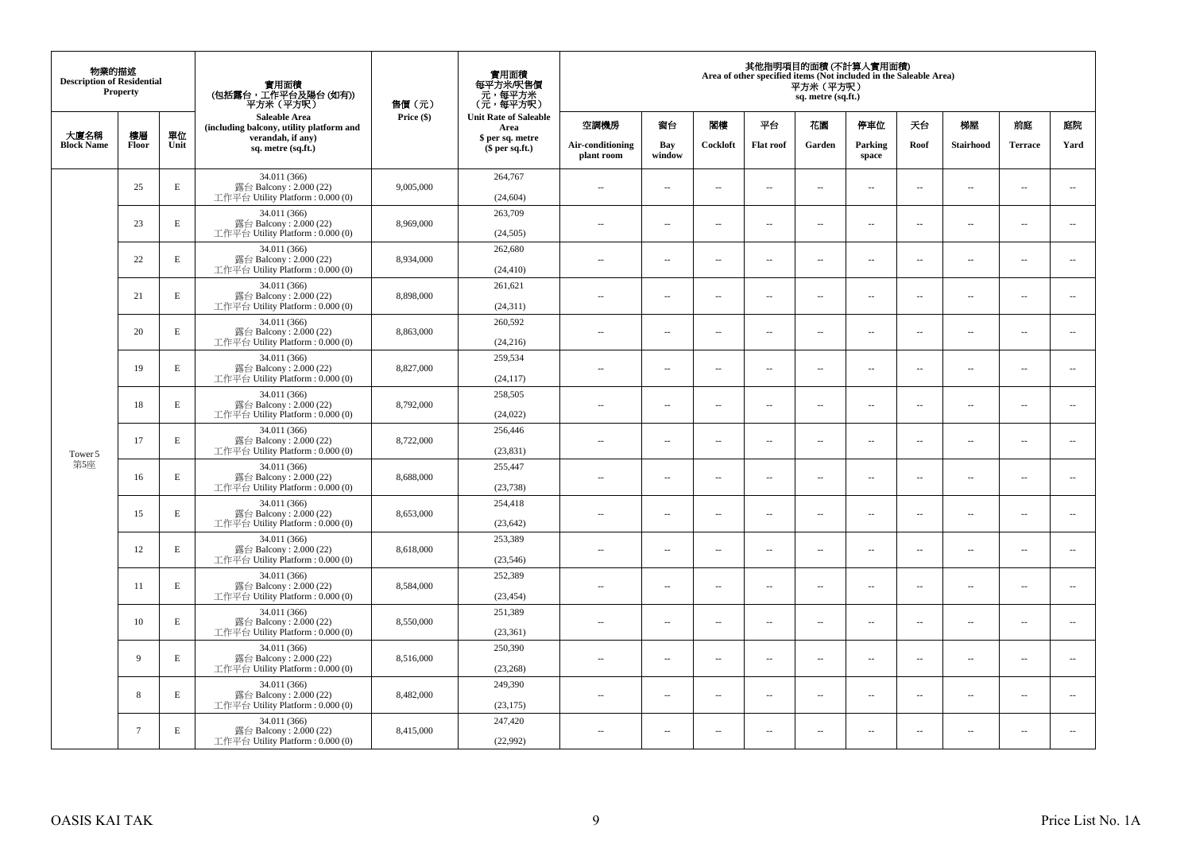| 物業的描述 Description of Residential Property | | | 實用面積 (包括露台，工作平台及陽台 (如有)) 平方米（平方呎） Saleable Area (including balcony, utility platform and verandah, if any) sq. metre (sq.ft.) | 售價（元） Price ($) | 實用面積 每平方米/呎售價 元，每平方米 (元，每平方呎) Unit Rate of Saleable Area $ per sq. metre ($ per sq.ft.) | 其他指明項目的面積 (不計算入實用面積) Area of other specified items (Not included in the Saleable Area) 平方米（平方呎） sq. metre (sq.ft.) | | | | | | | | | |
|---|---|---|---|---|---|---|---|---|---|---|---|---|---|---|---|
| 大廈名稱 Block Name | 樓層 Floor | 單位 Unit | | | | 空調機房 Air-conditioning plant room | 窗台 Bay window | 閣樓 Cockloft | 平台 Flat roof | 花園 Garden | 停車位 Parking space | 天台 Roof | 梯屋 Stairhood | 前庭 Terrace | 庭院 Yard |
| Tower 5 第5座 | 25 | E | 34.011 (366) 露台 Balcony : 2.000 (22) 工作平台 Utility Platform : 0.000 (0) | 9,005,000 | 264,767 (24,604) | -- | -- | -- | -- | -- | -- | -- | -- | -- | -- |
| | 23 | E | 34.011 (366) 露台 Balcony : 2.000 (22) 工作平台 Utility Platform : 0.000 (0) | 8,969,000 | 263,709 (24,505) | -- | -- | -- | -- | -- | -- | -- | -- | -- | -- |
| | 22 | E | 34.011 (366) 露台 Balcony : 2.000 (22) 工作平台 Utility Platform : 0.000 (0) | 8,934,000 | 262,680 (24,410) | -- | -- | -- | -- | -- | -- | -- | -- | -- | -- |
| | 21 | E | 34.011 (366) 露台 Balcony : 2.000 (22) 工作平台 Utility Platform : 0.000 (0) | 8,898,000 | 261,621 (24,311) | -- | -- | -- | -- | -- | -- | -- | -- | -- | -- |
| | 20 | E | 34.011 (366) 露台 Balcony : 2.000 (22) 工作平台 Utility Platform : 0.000 (0) | 8,863,000 | 260,592 (24,216) | -- | -- | -- | -- | -- | -- | -- | -- | -- | -- |
| | 19 | E | 34.011 (366) 露台 Balcony : 2.000 (22) 工作平台 Utility Platform : 0.000 (0) | 8,827,000 | 259,534 (24,117) | -- | -- | -- | -- | -- | -- | -- | -- | -- | -- |
| | 18 | E | 34.011 (366) 露台 Balcony : 2.000 (22) 工作平台 Utility Platform : 0.000 (0) | 8,792,000 | 258,505 (24,022) | -- | -- | -- | -- | -- | -- | -- | -- | -- | -- |
| | 17 | E | 34.011 (366) 露台 Balcony : 2.000 (22) 工作平台 Utility Platform : 0.000 (0) | 8,722,000 | 256,446 (23,831) | -- | -- | -- | -- | -- | -- | -- | -- | -- | -- |
| | 16 | E | 34.011 (366) 露台 Balcony : 2.000 (22) 工作平台 Utility Platform : 0.000 (0) | 8,688,000 | 255,447 (23,738) | -- | -- | -- | -- | -- | -- | -- | -- | -- | -- |
| | 15 | E | 34.011 (366) 露台 Balcony : 2.000 (22) 工作平台 Utility Platform : 0.000 (0) | 8,653,000 | 254,418 (23,642) | -- | -- | -- | -- | -- | -- | -- | -- | -- | -- |
| | 12 | E | 34.011 (366) 露台 Balcony : 2.000 (22) 工作平台 Utility Platform : 0.000 (0) | 8,618,000 | 253,389 (23,546) | -- | -- | -- | -- | -- | -- | -- | -- | -- | -- |
| | 11 | E | 34.011 (366) 露台 Balcony : 2.000 (22) 工作平台 Utility Platform : 0.000 (0) | 8,584,000 | 252,389 (23,454) | -- | -- | -- | -- | -- | -- | -- | -- | -- | -- |
| | 10 | E | 34.011 (366) 露台 Balcony : 2.000 (22) 工作平台 Utility Platform : 0.000 (0) | 8,550,000 | 251,389 (23,361) | -- | -- | -- | -- | -- | -- | -- | -- | -- | -- |
| | 9 | E | 34.011 (366) 露台 Balcony : 2.000 (22) 工作平台 Utility Platform : 0.000 (0) | 8,516,000 | 250,390 (23,268) | -- | -- | -- | -- | -- | -- | -- | -- | -- | -- |
| | 8 | E | 34.011 (366) 露台 Balcony : 2.000 (22) 工作平台 Utility Platform : 0.000 (0) | 8,482,000 | 249,390 (23,175) | -- | -- | -- | -- | -- | -- | -- | -- | -- | -- |
| | 7 | E | 34.011 (366) 露台 Balcony : 2.000 (22) 工作平台 Utility Platform : 0.000 (0) | 8,415,000 | 247,420 (22,992) | -- | -- | -- | -- | -- | -- | -- | -- | -- | -- |

OASIS KAI TAK

Price List No. 1A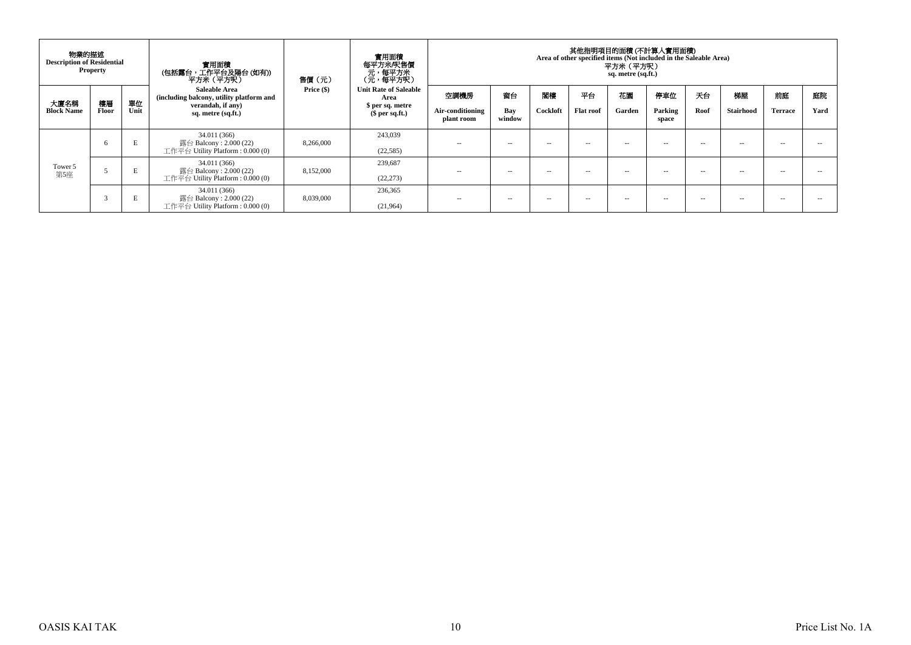| 物業的描述 Description of Residential Property | | | 實用面積 (包括露台，工作平台及陽台 (如有)) 平方米（平方呎） Saleable Area (including balcony, utility platform and verandah, if any) sq. metre (sq.ft.) | 售價（元） Price ($) | 實用面積 每平方米/呎售價 元，每平方米 (元，每平方呎) Unit Rate of Saleable Area $ per sq. metre ($ per sq.ft.) | 其他指明項目的面積 (不計算入實用面積) Area of other specified items (Not included in the Saleable Area) 平方米（平方呎） sq. metre (sq.ft.) | | | | | | | | | |
|---|---|---|---|---|---|---|---|---|---|---|---|---|---|---|---|
| 大廈名稱 Block Name | 樓層 Floor | 單位 Unit | | | | 空調機房 Air-conditioning plant room | 窗台 Bay window | 閣樓 Cockloft | 平台 Flat roof | 花園 Garden | 停車位 Parking space | 天台 Roof | 梯屋 Stairhood | 前庭 Terrace | 庭院 Yard |
| Tower 5 第5座 | 6 | E | 34.011 (366) 露台 Balcony : 2.000 (22) 工作平台 Utility Platform : 0.000 (0) | 8,266,000 | 243,039 (22,585) | -- | -- | -- | -- | -- | -- | -- | -- | -- | -- |
| | 5 | E | 34.011 (366) 露台 Balcony : 2.000 (22) 工作平台 Utility Platform : 0.000 (0) | 8,152,000 | 239,687 (22,273) | -- | -- | -- | -- | -- | -- | -- | -- | -- | -- |
| | 3 | E | 34.011 (366) 露台 Balcony : 2.000 (22) 工作平台 Utility Platform : 0.000 (0) | 8,039,000 | 236,365 (21,964) | -- | -- | -- | -- | -- | -- | -- | -- | -- | -- |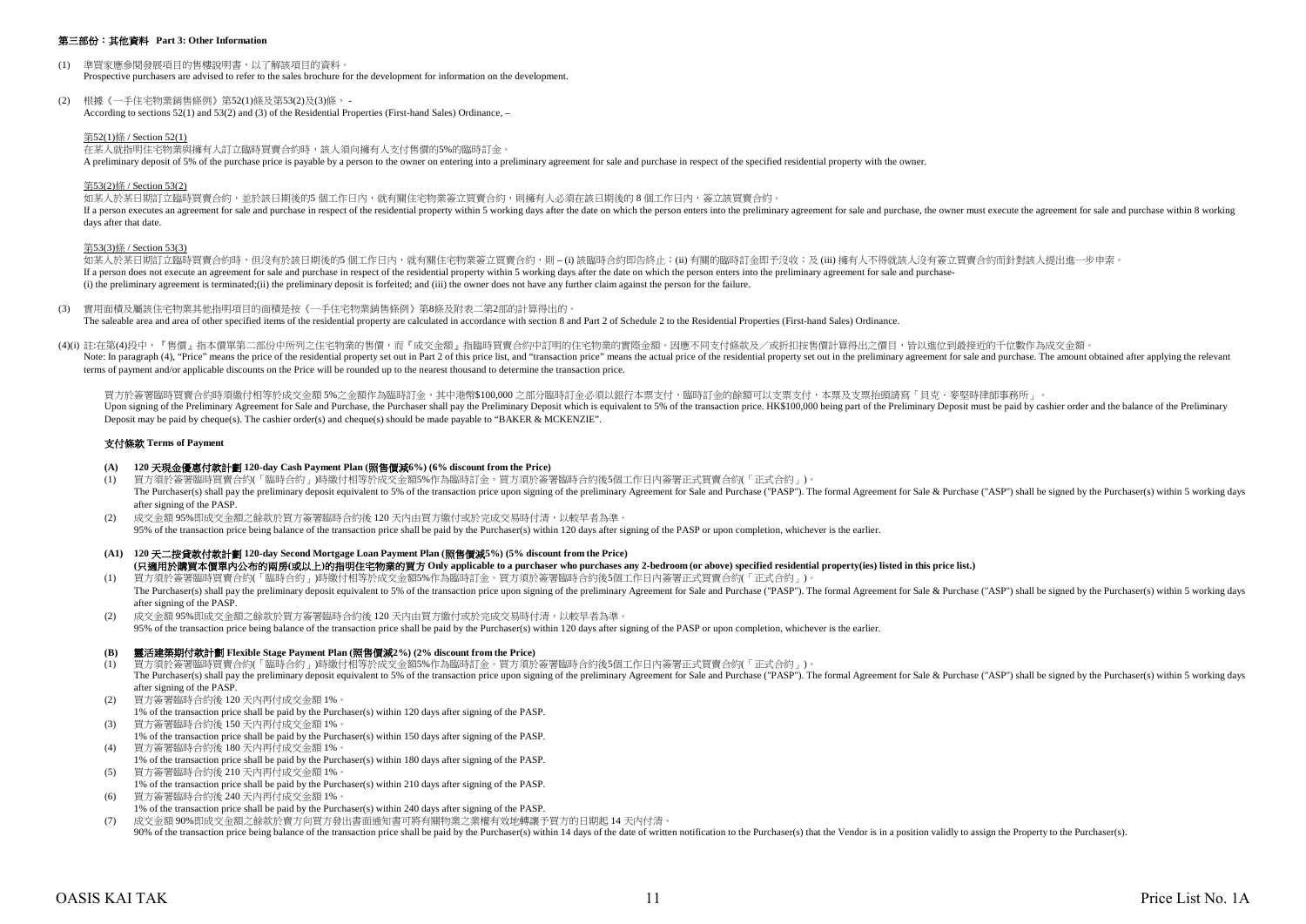## 第三部份：其他資料 Part 3: Other Information

(1) 準買家應參閱發展項目的售樓說明書，以了解該項目的資料。
Prospective purchasers are advised to refer to the sales brochure for the development for information on the development.

(2) 根據《一手住宅物業銷售條例》第52(1)條及第53(2)及(3)條， -
According to sections 52(1) and 53(2) and (3) of the Residential Properties (First-hand Sales) Ordinance, –

第52(1)條 / Section 52(1)
在某人就指明住宅物業與擁有人訂立臨時買賣合約時，該人須向擁有人支付售價的5%的臨時訂金。
A preliminary deposit of 5% of the purchase price is payable by a person to the owner on entering into a preliminary agreement for sale and purchase in respect of the specified residential property with the owner.

第53(2)條 / Section 53(2)
如某人於某日期訂立臨時買賣合約，並於該日期後的5 個工作日內，就有關住宅物業簽立買賣合約，則擁有人必須在該日期後的 8 個工作日內，簽立該買賣合約。
If a person executes an agreement for sale and purchase in respect of the residential property within 5 working days after the date on which the person enters into the preliminary agreement for sale and purchase, the owner must execute the agreement for sale and purchase within 8 working days after that date.

第53(3)條 / Section 53(3)
如某人於某日期訂立臨時買賣合約時，但沒有於該日期後的5 個工作日內，就有關住宅物業簽立買賣合約，則 – (i) 該臨時合約即告終止；(ii) 有關的臨時訂金即予沒收；及 (iii) 擁有人不得就該人沒有簽立買賣合約而針對該人提出進一步申索。
If a person does not execute an agreement for sale and purchase in respect of the residential property within 5 working days after the date on which the person enters into the preliminary agreement for sale and purchase-
(i) the preliminary agreement is terminated;(ii) the preliminary deposit is forfeited; and (iii) the owner does not have any further claim against the person for the failure.

(3) 實用面積及屬該住宅物業其他指明項目的面積是按《一手住宅物業銷售條例》第8條及附表二第2部的計算得出的。
The saleable area and area of other specified items of the residential property are calculated in accordance with section 8 and Part 2 of Schedule 2 to the Residential Properties (First-hand Sales) Ordinance.

(4)(i) 註:在第(4)段中，『售價』指本價單第二部份中所列之住宅物業的售價，而『成交金額』指臨時買賣合約中訂明的住宅物業的實際金額。因應不同支付條款及／或折扣按售價計算得出之價目，皆以進位到最接近的千位數作為成交金額。
Note: In paragraph (4), "Price" means the price of the residential property set out in Part 2 of this price list, and "transaction price" means the actual price of the residential property set out in the preliminary agreement for sale and purchase. The amount obtained after applying the relevant terms of payment and/or applicable discounts on the Price will be rounded up to the nearest thousand to determine the transaction price.

買方於簽署臨時買賣合約時須繳付相等於成交金額 5%之金額作為臨時訂金，其中港幣$100,000 之部分臨時訂金必須以銀行本票支付，臨時訂金的餘額可以支票支付，本票及支票抬頭請寫「貝克・麥堅時律師事務所」。
Upon signing of the Preliminary Agreement for Sale and Purchase, the Purchaser shall pay the Preliminary Deposit which is equivalent to 5% of the transaction price. HK$100,000 being part of the Preliminary Deposit must be paid by cashier order and the balance of the Preliminary Deposit may be paid by cheque(s). The cashier order(s) and cheque(s) should be made payable to "BAKER & MCKENZIE".

### 支付條款 Terms of Payment

**(A) 120 天現金優惠付款計劃 120-day Cash Payment Plan (照售價減6%) (6% discount from the Price)**

(1) 買方須於簽署臨時買賣合約(「臨時合約」)時繳付相等於成交金額5%作為臨時訂金。買方須於簽署臨時合約後5個工作日內簽署正式買賣合約(「正式合約」)。
The Purchaser(s) shall pay the preliminary deposit equivalent to 5% of the transaction price upon signing of the preliminary Agreement for Sale and Purchase ("PASP"). The formal Agreement for Sale & Purchase ("ASP") shall be signed by the Purchaser(s) within 5 working days after signing of the PASP.

(2) 成交金額 95%即成交金額之餘款於買方簽署臨時合約後 120 天內由買方繳付或於完成交易時付清，以較早者為準。
95% of the transaction price being balance of the transaction price shall be paid by the Purchaser(s) within 120 days after signing of the PASP or upon completion, whichever is the earlier.

**(A1) 120 天二按貸款付款計劃 120-day Second Mortgage Loan Payment Plan (照售價減5%) (5% discount from the Price)**
**(只適用於購買本價單內公布的兩房(或以上)的指明住宅物業的買方 Only applicable to a purchaser who purchases any 2-bedroom (or above) specified residential property(ies) listed in this price list.)**

(1) 買方須於簽署臨時買賣合約(「臨時合約」)時繳付相等於成交金額5%作為臨時訂金。買方須於簽署臨時合約後5個工作日內簽署正式買賣合約(「正式合約」)。
The Purchaser(s) shall pay the preliminary deposit equivalent to 5% of the transaction price upon signing of the preliminary Agreement for Sale and Purchase ("PASP"). The formal Agreement for Sale & Purchase ("ASP") shall be signed by the Purchaser(s) within 5 working days after signing of the PASP.

(2) 成交金額 95%即成交金額之餘款於買方簽署臨時合約後 120 天內由買方繳付或於完成交易時付清，以較早者為準。
95% of the transaction price being balance of the transaction price shall be paid by the Purchaser(s) within 120 days after signing of the PASP or upon completion, whichever is the earlier.

**(B) 靈活建築期付款計劃 Flexible Stage Payment Plan (照售價減2%) (2% discount from the Price)**

(1) 買方須於簽署臨時買賣合約(「臨時合約」)時繳付相等於成交金額5%作為臨時訂金。買方須於簽署臨時合約後5個工作日內簽署正式買賣合約(「正式合約」)。
The Purchaser(s) shall pay the preliminary deposit equivalent to 5% of the transaction price upon signing of the preliminary Agreement for Sale and Purchase ("PASP"). The formal Agreement for Sale & Purchase ("ASP") shall be signed by the Purchaser(s) within 5 working days after signing of the PASP.

(2) 買方簽署臨時合約後 120 天內再付成交金額 1%。
1% of the transaction price shall be paid by the Purchaser(s) within 120 days after signing of the PASP.

(3) 買方簽署臨時合約後 150 天內再付成交金額 1%。
1% of the transaction price shall be paid by the Purchaser(s) within 150 days after signing of the PASP.

(4) 買方簽署臨時合約後 180 天內再付成交金額 1%。
1% of the transaction price shall be paid by the Purchaser(s) within 180 days after signing of the PASP.

(5) 買方簽署臨時合約後 210 天內再付成交金額 1%。
1% of the transaction price shall be paid by the Purchaser(s) within 210 days after signing of the PASP.

(6) 買方簽署臨時合約後 240 天內再付成交金額 1%。
1% of the transaction price shall be paid by the Purchaser(s) within 240 days after signing of the PASP.

(7) 成交金額 90%即成交金額之餘款於賣方向買方發出書面通知書可將有關物業之業權有效地轉讓予買方的日期起 14 天內付清。
90% of the transaction price being balance of the transaction price shall be paid by the Purchaser(s) within 14 days of the date of written notification to the Purchaser(s) that the Vendor is in a position validly to assign the Property to the Purchaser(s).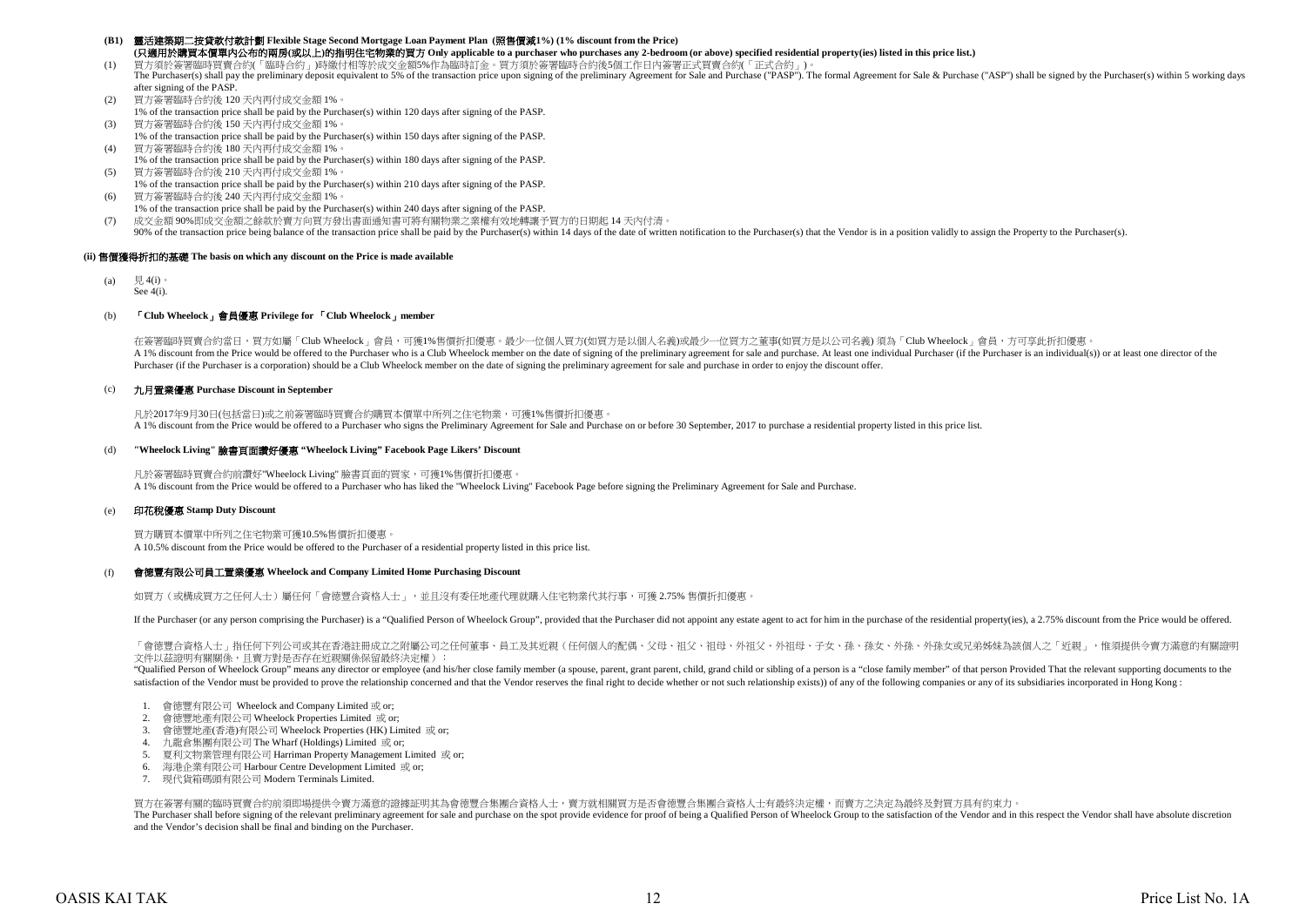**(B1) 靈活建築期二按貸款付款計劃 Flexible Stage Second Mortgage Loan Payment Plan (照售價減1%) (1% discount from the Price)**

**(只適用於購買本價單內公布的兩房(或以上)的指明住宅物業的買方 Only applicable to a purchaser who purchases any 2-bedroom (or above) specified residential property(ies) listed in this price list.)**

(1) 買方須於簽署臨時買賣合約(「臨時合約」)時繳付相等於成交金額5%作為臨時訂金。買方須於簽署臨時合約後5個工作日內簽署正式買賣合約(「正式合約」)。
The Purchaser(s) shall pay the preliminary deposit equivalent to 5% of the transaction price upon signing of the preliminary Agreement for Sale and Purchase ("PASP"). The formal Agreement for Sale & Purchase ("ASP") shall be signed by the Purchaser(s) within 5 working days after signing of the PASP.

(2) 買方簽署臨時合約後 120 天內再付成交金額 1%。
1% of the transaction price shall be paid by the Purchaser(s) within 120 days after signing of the PASP.

(3) 買方簽署臨時合約後 150 天內再付成交金額 1%。
1% of the transaction price shall be paid by the Purchaser(s) within 150 days after signing of the PASP.

(4) 買方簽署臨時合約後 180 天內再付成交金額 1%。
1% of the transaction price shall be paid by the Purchaser(s) within 180 days after signing of the PASP.

(5) 買方簽署臨時合約後 210 天內再付成交金額 1%。
1% of the transaction price shall be paid by the Purchaser(s) within 210 days after signing of the PASP.

(6) 買方簽署臨時合約後 240 天內再付成交金額 1%。
1% of the transaction price shall be paid by the Purchaser(s) within 240 days after signing of the PASP.

(7) 成交金額 90%即成交金額之餘款於賣方向買方發出書面通知書可將有關物業之業權有效地轉讓予買方的日期起 14 天內付清。
90% of the transaction price being balance of the transaction price shall be paid by the Purchaser(s) within 14 days of the date of written notification to the Purchaser(s) that the Vendor is in a position validly to assign the Property to the Purchaser(s).

**(ii) 售價獲得折扣的基礎 The basis on which any discount on the Price is made available**

(a) 見 4(i)。
See 4(i).

(b) **「Club Wheelock」會員優惠 Privilege for 「Club Wheelock」member**

在簽署臨時買賣合約當日，買方如屬「Club Wheelock」會員，可獲1%售價折扣優惠。最少一位個人買方(如買方是以個人名義)或最少一位買方之董事(如買方是以公司名義) 須為「Club Wheelock」會員，方可享此折扣優惠。
A 1% discount from the Price would be offered to the Purchaser who is a Club Wheelock member on the date of signing of the preliminary agreement for sale and purchase. At least one individual Purchaser (if the Purchaser is an individual(s)) or at least one director of the Purchaser (if the Purchaser is a corporation) should be a Club Wheelock member on the date of signing the preliminary agreement for sale and purchase in order to enjoy the discount offer.

(c) **九月置業優惠 Purchase Discount in September**

凡於2017年9月30日(包括當日)或之前簽署臨時買賣合約購買本價單中所列之住宅物業，可獲1%售價折扣優惠。
A 1% discount from the Price would be offered to a Purchaser who signs the Preliminary Agreement for Sale and Purchase on or before 30 September, 2017 to purchase a residential property listed in this price list.

(d) **"Wheelock Living" 臉書頁面讚好優惠 "Wheelock Living" Facebook Page Likers' Discount**

凡於簽署臨時買賣合約前讚好"Wheelock Living" 臉書頁面的買家，可獲1%售價折扣優惠。
A 1% discount from the Price would be offered to a Purchaser who has liked the "Wheelock Living" Facebook Page before signing the Preliminary Agreement for Sale and Purchase.

(e) **印花稅優惠 Stamp Duty Discount**

買方購買本價單中所列之住宅物業可獲10.5%售價折扣優惠。
A 10.5% discount from the Price would be offered to the Purchaser of a residential property listed in this price list.

(f) **會德豐有限公司員工置業優惠 Wheelock and Company Limited Home Purchasing Discount**

如買方（或構成買方之任何人士）屬任何「會德豐合資格人士」，並且沒有委任地產代理就購入住宅物業代其行事，可獲 2.75% 售價折扣優惠。

If the Purchaser (or any person comprising the Purchaser) is a "Qualified Person of Wheelock Group", provided that the Purchaser did not appoint any estate agent to act for him in the purchase of the residential property(ies), a 2.75% discount from the Price would be offered.

「會德豐合資格人士」指任何下列公司或其在香港註冊成立之附屬公司之任何董事、員工及其近親（任何個人的配偶、父母、祖父、祖母、外祖父、外祖母、子女、孫、孫女、外孫、外孫女或兄弟姊妹為該個人之「近親」，惟須提供令賣方滿意的有關證明文件以茲證明有關關係，且賣方對是否存在近親關係保留最終決定權）：
"Qualified Person of Wheelock Group" means any director or employee (and his/her close family member (a spouse, parent, grant parent, child, grand child or sibling of a person is a "close family member" of that person Provided That the relevant supporting documents to the satisfaction of the Vendor must be provided to prove the relationship concerned and that the Vendor reserves the final right to decide whether or not such relationship exists)) of any of the following companies or any of its subsidiaries incorporated in Hong Kong :

1. 會德豐有限公司 Wheelock and Company Limited 或 or;
2. 會德豐地產有限公司 Wheelock Properties Limited 或 or;
3. 會德豐地產(香港)有限公司 Wheelock Properties (HK) Limited 或 or;
4. 九龍倉集團有限公司 The Wharf (Holdings) Limited 或 or;
5. 夏利文物業管理有限公司 Harriman Property Management Limited 或 or;
6. 海港企業有限公司 Harbour Centre Development Limited 或 or;
7. 現代貨箱碼頭有限公司 Modern Terminals Limited.

買方在簽署有關的臨時買賣合約前須即場提供令賣方滿意的證據証明其為會德豐合集團合資格人士，賣方就相關買方是否會德豐合集團合資格人士有最終決定權，而賣方之決定為最終及對買方具有約束力。
The Purchaser shall before signing of the relevant preliminary agreement for sale and purchase on the spot provide evidence for proof of being a Qualified Person of Wheelock Group to the satisfaction of the Vendor and in this respect the Vendor shall have absolute discretion and the Vendor's decision shall be final and binding on the Purchaser.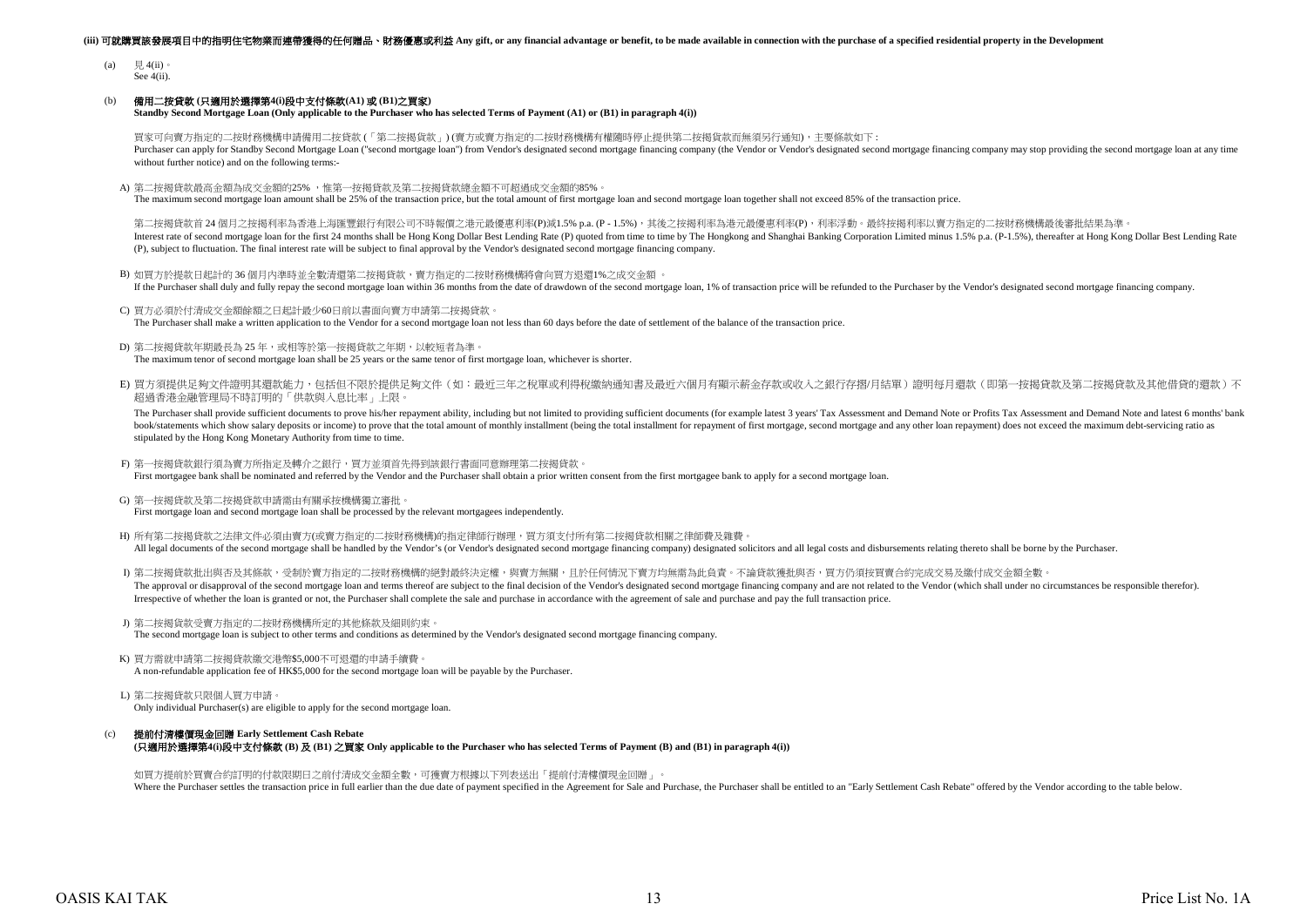**(iii) 可就購買該發展項目中的指明住宅物業而連帶獲得的任何贈品、財務優惠或利益 Any gift, or any financial advantage or benefit, to be made available in connection with the purchase of a specified residential property in the Development**

(a) 見 4(ii)。
See 4(ii).

(b) **備用二按貸款 (只適用於選擇第4(i)段中支付條款(A1) 或 (B1)之買家)**
**Standby Second Mortgage Loan (Only applicable to the Purchaser who has selected Terms of Payment (A1) or (B1) in paragraph 4(i))**

買家可向賣方指定的二按財務機構申請備用二按貸款 (「第二按揭貸款」) (賣方或賣方指定的二按財務機構有權隨時停止提供第二按揭貸款而無須另行通知)，主要條款如下：
Purchaser can apply for Standby Second Mortgage Loan ("second mortgage loan") from Vendor's designated second mortgage financing company (the Vendor or Vendor's designated second mortgage financing company may stop providing the second mortgage loan at any time without further notice) and on the following terms:-

A) 第二按揭貸款最高金額為成交金額的25% ，惟第一按揭貸款及第二按揭貸款總金額不可超過成交金額的85%。
The maximum second mortgage loan amount shall be 25% of the transaction price, but the total amount of first mortgage loan and second mortgage loan together shall not exceed 85% of the transaction price.

第二按揭貸款首 24 個月之按揭利率為香港上海匯豐銀行有限公司不時報價之港元最優惠利率(P)減1.5% p.a. (P - 1.5%)，其後之按揭利率為港元最優惠利率(P)，利率浮動。最終按揭利率以賣方指定的二按財務機構最後審批結果為準。
Interest rate of second mortgage loan for the first 24 months shall be Hong Kong Dollar Best Lending Rate (P) quoted from time to time by The Hongkong and Shanghai Banking Corporation Limited minus 1.5% p.a. (P-1.5%), thereafter at Hong Kong Dollar Best Lending Rate (P), subject to fluctuation. The final interest rate will be subject to final approval by the Vendor's designated second mortgage financing company.

B) 如買方於提款日起計的 36 個月內準時並全數清還第二按揭貸款，賣方指定的二按財務機構將會向買方退還1%之成交金額 。
If the Purchaser shall duly and fully repay the second mortgage loan within 36 months from the date of drawdown of the second mortgage loan, 1% of transaction price will be refunded to the Purchaser by the Vendor's designated second mortgage financing company.

C) 買方必須於付清成交金額餘額之日起計最少60日前以書面向賣方申請第二按揭貸款。
The Purchaser shall make a written application to the Vendor for a second mortgage loan not less than 60 days before the date of settlement of the balance of the transaction price.

D) 第二按揭貸款年期最長為 25 年，或相等於第一按揭貸款之年期，以較短者為準。
The maximum tenor of second mortgage loan shall be 25 years or the same tenor of first mortgage loan, whichever is shorter.

E) 買方須提供足夠文件證明其還款能力，包括但不限於提供足夠文件（如：最近三年之稅單或利得稅繳納通知書及最近六個月有顯示薪金存款或收入之銀行存摺/月結單）證明每月還款（即第一按揭貸款及第二按揭貸款及其他借貸的還款）不超過香港金融管理局不時訂明的「供款與入息比率」上限。
The Purchaser shall provide sufficient documents to prove his/her repayment ability, including but not limited to providing sufficient documents (for example latest 3 years' Tax Assessment and Demand Note or Profits Tax Assessment and Demand Note and latest 6 months' bank book/statements which show salary deposits or income) to prove that the total amount of monthly installment (being the total installment for repayment of first mortgage, second mortgage and any other loan repayment) does not exceed the maximum debt-servicing ratio as stipulated by the Hong Kong Monetary Authority from time to time.

F) 第一按揭貸款銀行須為賣方所指定及轉介之銀行，買方並須首先得到該銀行書面同意辦理第二按揭貸款。
First mortgagee bank shall be nominated and referred by the Vendor and the Purchaser shall obtain a prior written consent from the first mortgagee bank to apply for a second mortgage loan.

G) 第一按揭貸款及第二按揭貸款申請需由有關承按機構獨立審批。
First mortgage loan and second mortgage loan shall be processed by the relevant mortgagees independently.

H) 所有第二按揭貸款之法律文件必須由賣方(或賣方指定的二按財務機構)的指定律師行辦理，買方須支付所有第二按揭貸款相關之律師費及雜費。
All legal documents of the second mortgage shall be handled by the Vendor's (or Vendor's designated second mortgage financing company) designated solicitors and all legal costs and disbursements relating thereto shall be borne by the Purchaser.

I) 第二按揭貸款批出與否及其條款，受制於賣方指定的二按財務機構的絕對最終決定權，與賣方無關，且於任何情況下賣方均無需為此負責。不論貸款獲批與否，買方仍須按買賣合約完成交易及繳付成交金額全數。
The approval or disapproval of the second mortgage loan and terms thereof are subject to the final decision of the Vendor's designated second mortgage financing company and are not related to the Vendor (which shall under no circumstances be responsible therefor). Irrespective of whether the loan is granted or not, the Purchaser shall complete the sale and purchase in accordance with the agreement of sale and purchase and pay the full transaction price.

J) 第二按揭貸款受賣方指定的二按財務機構所定的其他條款及細則約束。
The second mortgage loan is subject to other terms and conditions as determined by the Vendor's designated second mortgage financing company.

K) 買方需就申請第二按揭貸款繳交港幣$5,000不可退還的申請手續費。
A non-refundable application fee of HK$5,000 for the second mortgage loan will be payable by the Purchaser.

L) 第二按揭貸款只限個人買方申請。
Only individual Purchaser(s) are eligible to apply for the second mortgage loan.

(c) **提前付清樓價現金回贈 Early Settlement Cash Rebate**
**(只適用於選擇第4(i)段中支付條款 (B) 及 (B1) 之買家 Only applicable to the Purchaser who has selected Terms of Payment (B) and (B1) in paragraph 4(i))**

如買方提前於買賣合約訂明的付款限期日之前付清成交金額全數，可獲賣方根據以下列表送出「提前付清樓價現金回贈」。
Where the Purchaser settles the transaction price in full earlier than the due date of payment specified in the Agreement for Sale and Purchase, the Purchaser shall be entitled to an "Early Settlement Cash Rebate" offered by the Vendor according to the table below.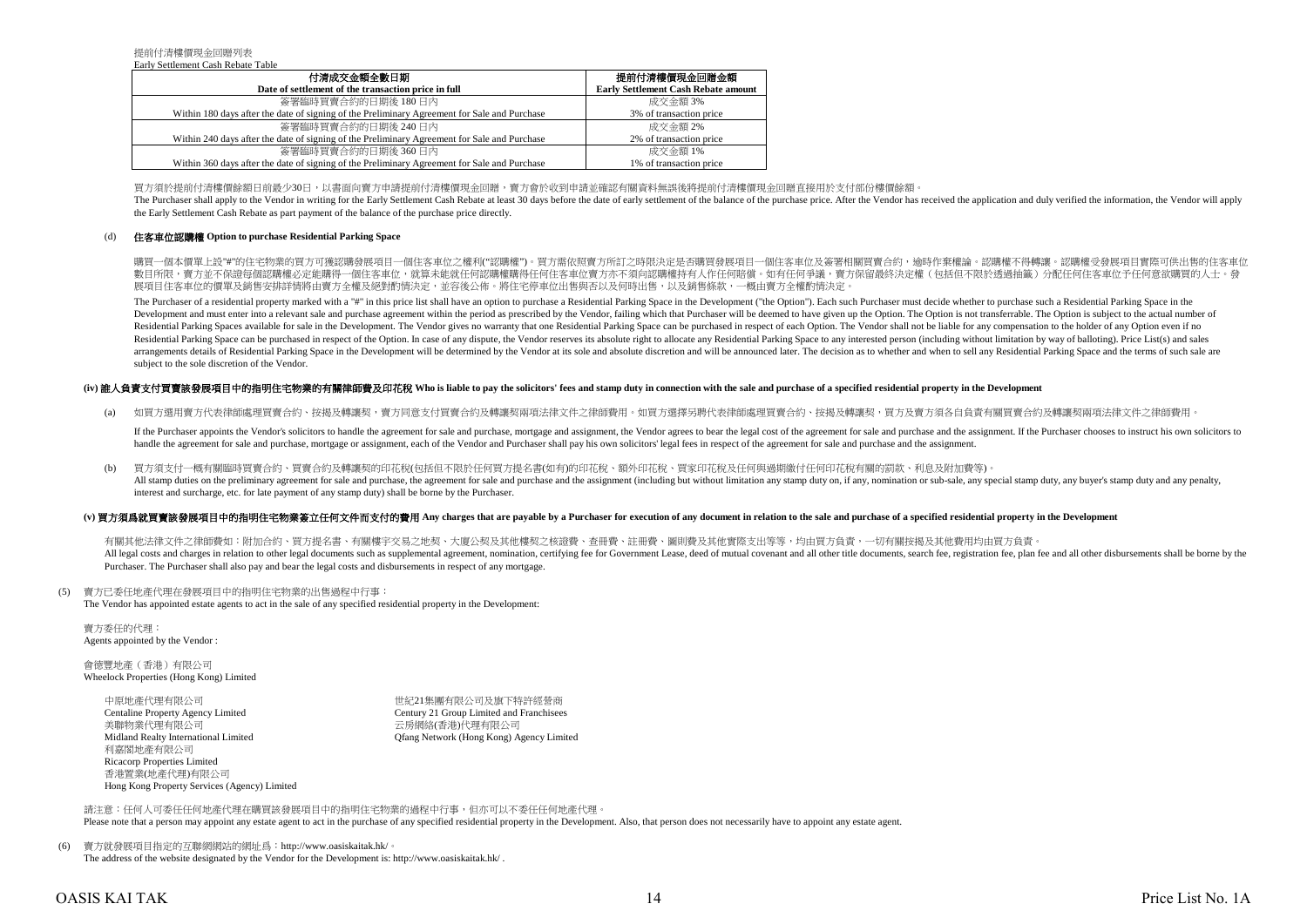提前付清樓價現金回贈列表
Early Settlement Cash Rebate Table

| 付清成交金額全數日期<br>Date of settlement of the transaction price in full | 提前付清樓價現金回贈金額<br>Early Settlement Cash Rebate amount |
|---|---|
| 簽署臨時買賣合約的日期後 180 日內<br>Within 180 days after the date of signing of the Preliminary Agreement for Sale and Purchase | 成交金額 3%<br>3% of transaction price |
| 簽署臨時買賣合約的日期後 240 日內<br>Within 240 days after the date of signing of the Preliminary Agreement for Sale and Purchase | 成交金額 2%<br>2% of transaction price |
| 簽署臨時買賣合約的日期後 360 日內<br>Within 360 days after the date of signing of the Preliminary Agreement for Sale and Purchase | 成交金額 1%<br>1% of transaction price |

買方須於提前付清樓價餘額日前最少30日，以書面向賣方申請提前付清樓價現金回贈，賣方會於收到申請並確認有關資料無誤後將提前付清樓價現金回贈直接用於支付部份樓價餘額。
The Purchaser shall apply to the Vendor in writing for the Early Settlement Cash Rebate at least 30 days before the date of early settlement of the balance of the purchase price. After the Vendor has received the application and duly verified the information, the Vendor will apply the Early Settlement Cash Rebate as part payment of the balance of the purchase price directly.

(d) **住客車位認購權 Option to purchase Residential Parking Space**

購買一個本價單上設"#"的住宅物業的買方可獲認購發展項目一個住客車位之權利("認購權")。買方需依照賣方所訂之時限決定是否購買發展項目一個住客車位及簽署相關買賣合約，逾時作棄權論。認購權不得轉讓。認購權受發展項目實際可供出售的住客車位數目所限，賣方並不保證每個認購權必定能購得一個住客車位，就算未能就任何認購權購得任何住客車位賣方亦不須向認購權持有人作任何賠償。如有任何爭議，賣方保留最終決定權（包括但不限於透過抽籤）分配任何住客車位予任何意欲購買的人士。發展項目住客車位的價單及銷售安排詳情將由賣方全權及絕對酌情決定，並容後公佈。將住宅停車位出售與否以及何時出售，以及銷售條款，一概由賣方全權酌情決定。

The Purchaser of a residential property marked with a "#" in this price list shall have an option to purchase a Residential Parking Space in the Development ("the Option"). Each such Purchaser must decide whether to purchase such a Residential Parking Space in the Development and must enter into a relevant sale and purchase agreement within the period as prescribed by the Vendor, failing which that Purchaser will be deemed to have given up the Option. The Option is not transferrable. The Option is subject to the actual number of Residential Parking Spaces available for sale in the Development. The Vendor gives no warranty that one Residential Parking Space can be purchased in respect of each Option. The Vendor shall not be liable for any compensation to the holder of any Option even if no Residential Parking Space can be purchased in respect of the Option. In case of any dispute, the Vendor reserves its absolute right to allocate any Residential Parking Space to any interested person (including without limitation by way of balloting). Price List(s) and sales arrangements details of Residential Parking Space in the Development will be determined by the Vendor at its sole and absolute discretion and will be announced later. The decision as to whether and when to sell any Residential Parking Space and the terms of such sale are subject to the sole discretion of the Vendor.

**(iv) 誰人負責支付買賣該發展項目中的指明住宅物業的有關律師費及印花稅 Who is liable to pay the solicitors' fees and stamp duty in connection with the sale and purchase of a specified residential property in the Development**

(a) 如買方選用賣方代表律師處理買賣合約、按揭及轉讓契，賣方同意支付買賣合約及轉讓契兩項法律文件之律師費用。如買方選擇另聘代表律師處理買賣合約、按揭及轉讓契，買方及賣方須各自負責有關買賣合約及轉讓契兩項法律文件之律師費用。

If the Purchaser appoints the Vendor's solicitors to handle the agreement for sale and purchase, mortgage and assignment, the Vendor agrees to bear the legal cost of the agreement for sale and purchase and the assignment. If the Purchaser chooses to instruct his own solicitors to handle the agreement for sale and purchase, mortgage or assignment, each of the Vendor and Purchaser shall pay his own solicitors' legal fees in respect of the agreement for sale and purchase and the assignment.

(b) 買方須支付一概有關臨時買賣合約、買賣合約及轉讓契的印花稅(包括但不限於任何買方提名書(如有)的印花稅、額外印花稅、買家印花稅及任何與過期繳付任何印花稅有關的罰款、利息及附加費等)。
All stamp duties on the preliminary agreement for sale and purchase, the agreement for sale and purchase and the assignment (including but without limitation any stamp duty on, if any, nomination or sub-sale, any special stamp duty, any buyer's stamp duty and any penalty, interest and surcharge, etc. for late payment of any stamp duty) shall be borne by the Purchaser.

**(v) 買方須爲就買賣該發展項目中的指明住宅物業簽立任何文件而支付的費用 Any charges that are payable by a Purchaser for execution of any document in relation to the sale and purchase of a specified residential property in the Development**

有關其他法律文件之律師費如：附加合約、買方提名書、有關樓宇交易之地契、大廈公契及其他樓契之核證費、查冊費、註冊費、圖則費及其他實際支出等等，均由買方負責，一切有關按揭及其他費用均由買方負責。
All legal costs and charges in relation to other legal documents such as supplemental agreement, nomination, certifying fee for Government Lease, deed of mutual covenant and all other title documents, search fee, registration fee, plan fee and all other disbursements shall be borne by the Purchaser. The Purchaser shall also pay and bear the legal costs and disbursements in respect of any mortgage.

(5) 賣方已委任地產代理在發展項目中的指明住宅物業的出售過程中行事：
The Vendor has appointed estate agents to act in the sale of any specified residential property in the Development:

賣方委任的代理：
Agents appointed by the Vendor :

會德豐地產（香港）有限公司
Wheelock Properties (Hong Kong) Limited

中原地產代理有限公司
Centaline Property Agency Limited
美聯物業代理有限公司
Midland Realty International Limited
利嘉閣地產有限公司
Ricacorp Properties Limited
香港置業(地產代理)有限公司
Hong Kong Property Services (Agency) Limited

世紀21集團有限公司及旗下特許經營商
Century 21 Group Limited and Franchisees
云房網絡(香港)代理有限公司
Qfang Network (Hong Kong) Agency Limited

請注意：任何人可委任任何地產代理在購買該發展項目中的指明住宅物業的過程中行事，但亦可以不委任任何地產代理。
Please note that a person may appoint any estate agent to act in the purchase of any specified residential property in the Development. Also, that person does not necessarily have to appoint any estate agent.

(6) 賣方就發展項目指定的互聯網網站的網址爲：http://www.oasiskaitak.hk/。
The address of the website designated by the Vendor for the Development is: http://www.oasiskaitak.hk/ .